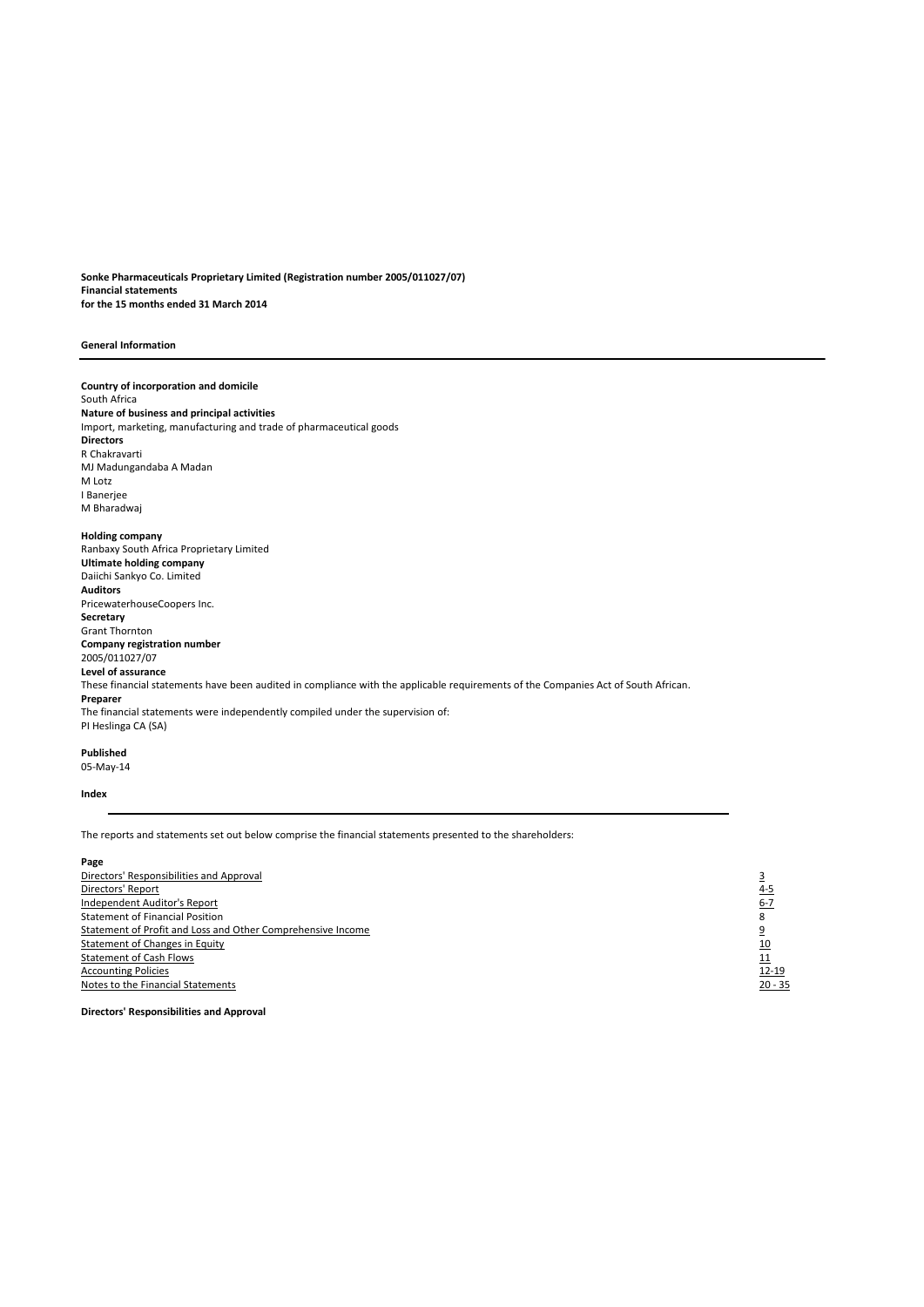**Sonke Pharmaceuticals Proprietary Limited (Registration number 2005/011027/07)**
**Financial statements**
**for the 15 months ended 31 March 2014**

## General Information

**Country of incorporation and domicile**
South Africa

**Nature of business and principal activities**
Import, marketing, manufacturing and trade of pharmaceutical goods

**Directors**
R Chakravarti
MJ Madungandaba A Madan
M Lotz
I Banerjee
M Bharadwaj

**Holding company**
Ranbaxy South Africa Proprietary Limited

**Ultimate holding company**
Daiichi Sankyo Co. Limited

**Auditors**
PricewaterhouseCoopers Inc.

**Secretary**
Grant Thornton

**Company registration number**
2005/011027/07

**Level of assurance**
These financial statements have been audited in compliance with the applicable requirements of the Companies Act of South African.

**Preparer**
The financial statements were independently compiled under the supervision of:
PI Heslinga CA (SA)

**Published**
05-May-14

## Index

The reports and statements set out below comprise the financial statements presented to the shareholders:

| | Page |
|---|---|
| Directors' Responsibilities and Approval | 3 |
| Directors' Report | 4-5 |
| Independent Auditor's Report | 6-7 |
| Statement of Financial Position | 8 |
| Statement of Profit and Loss and Other Comprehensive Income | 9 |
| Statement of Changes in Equity | 10 |
| Statement of Cash Flows | 11 |
| Accounting Policies | 12-19 |
| Notes to the Financial Statements | 20 - 35 |

**Directors' Responsibilities and Approval**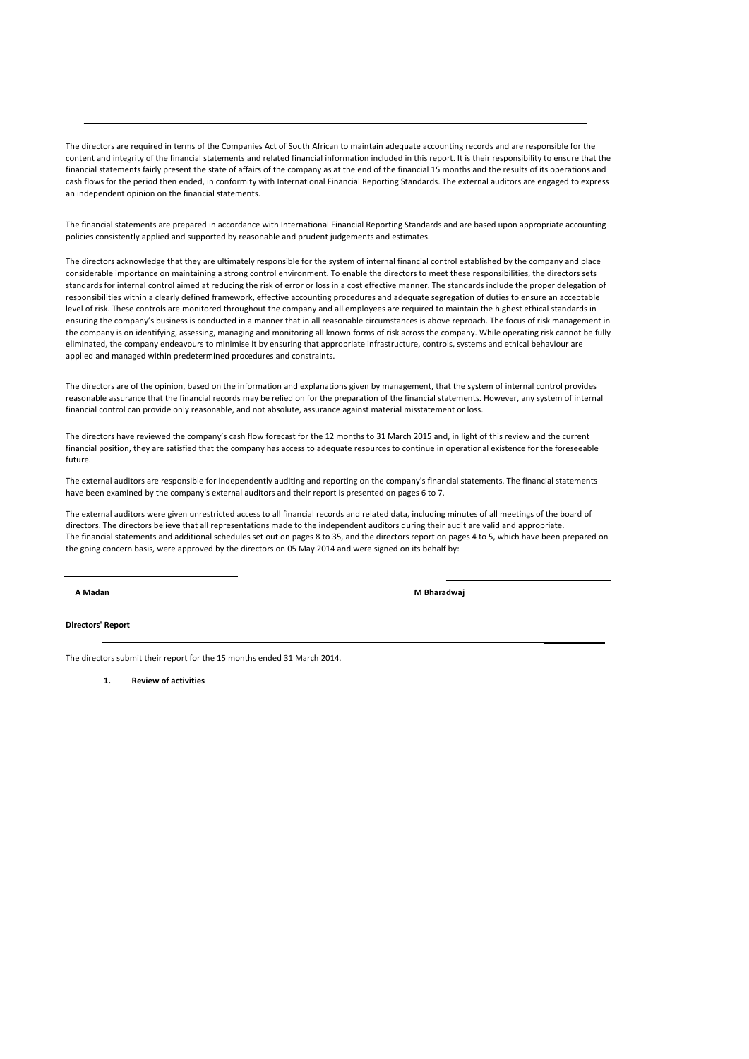The directors are required in terms of the Companies Act of South African to maintain adequate accounting records and are responsible for the content and integrity of the financial statements and related financial information included in this report. It is their responsibility to ensure that the financial statements fairly present the state of affairs of the company as at the end of the financial 15 months and the results of its operations and cash flows for the period then ended, in conformity with International Financial Reporting Standards. The external auditors are engaged to express an independent opinion on the financial statements.

The financial statements are prepared in accordance with International Financial Reporting Standards and are based upon appropriate accounting policies consistently applied and supported by reasonable and prudent judgements and estimates.

The directors acknowledge that they are ultimately responsible for the system of internal financial control established by the company and place considerable importance on maintaining a strong control environment. To enable the directors to meet these responsibilities, the directors sets standards for internal control aimed at reducing the risk of error or loss in a cost effective manner. The standards include the proper delegation of responsibilities within a clearly defined framework, effective accounting procedures and adequate segregation of duties to ensure an acceptable level of risk. These controls are monitored throughout the company and all employees are required to maintain the highest ethical standards in ensuring the company's business is conducted in a manner that in all reasonable circumstances is above reproach. The focus of risk management in the company is on identifying, assessing, managing and monitoring all known forms of risk across the company. While operating risk cannot be fully eliminated, the company endeavours to minimise it by ensuring that appropriate infrastructure, controls, systems and ethical behaviour are applied and managed within predetermined procedures and constraints.

The directors are of the opinion, based on the information and explanations given by management, that the system of internal control provides reasonable assurance that the financial records may be relied on for the preparation of the financial statements. However, any system of internal financial control can provide only reasonable, and not absolute, assurance against material misstatement or loss.

The directors have reviewed the company's cash flow forecast for the 12 months to 31 March 2015 and, in light of this review and the current financial position, they are satisfied that the company has access to adequate resources to continue in operational existence for the foreseeable future.

The external auditors are responsible for independently auditing and reporting on the company's financial statements. The financial statements have been examined by the company's external auditors and their report is presented on pages 6 to 7.

The external auditors were given unrestricted access to all financial records and related data, including minutes of all meetings of the board of directors. The directors believe that all representations made to the independent auditors during their audit are valid and appropriate.
The financial statements and additional schedules set out on pages 8 to 35, and the directors report on pages 4 to 5, which have been prepared on the going concern basis, were approved by the directors on 05 May 2014 and were signed on its behalf by:

**A Madan** **M Bharadwaj**

**Directors' Report**

The directors submit their report for the 15 months ended 31 March 2014.

**1. Review of activities**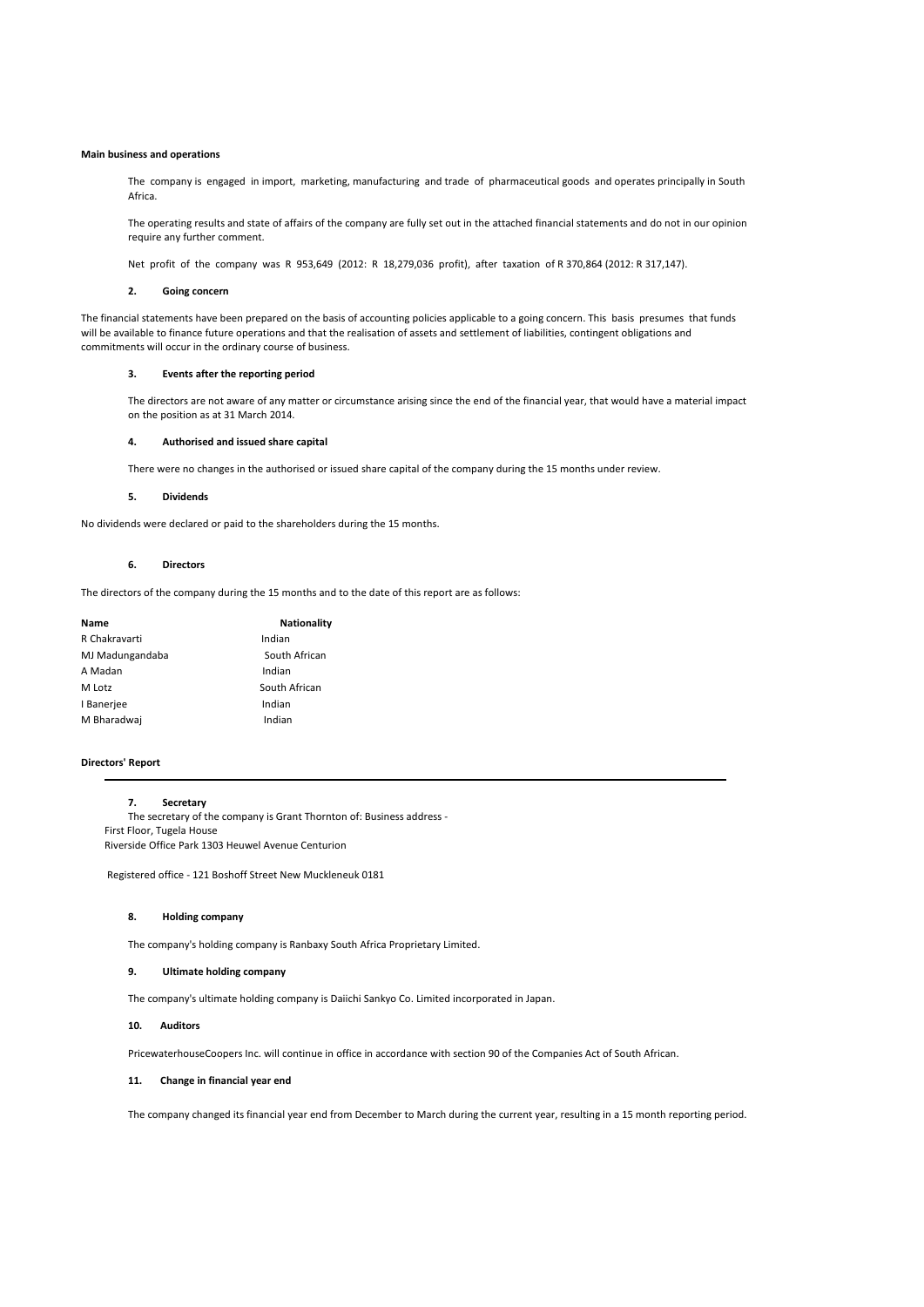**Main business and operations**

The company is engaged in import, marketing, manufacturing and trade of pharmaceutical goods and operates principally in South Africa.

The operating results and state of affairs of the company are fully set out in the attached financial statements and do not in our opinion require any further comment.

Net profit of the company was R 953,649 (2012: R 18,279,036 profit), after taxation of R 370,864 (2012: R 317,147).

### 2. Going concern

The financial statements have been prepared on the basis of accounting policies applicable to a going concern. This basis presumes that funds will be available to finance future operations and that the realisation of assets and settlement of liabilities, contingent obligations and commitments will occur in the ordinary course of business.

### 3. Events after the reporting period

The directors are not aware of any matter or circumstance arising since the end of the financial year, that would have a material impact on the position as at 31 March 2014.

### 4. Authorised and issued share capital

There were no changes in the authorised or issued share capital of the company during the 15 months under review.

### 5. Dividends

No dividends were declared or paid to the shareholders during the 15 months.

### 6. Directors

The directors of the company during the 15 months and to the date of this report are as follows:

| Name | Nationality |
| --- | --- |
| R Chakravarti | Indian |
| MJ Madungandaba | South African |
| A Madan | Indian |
| M Lotz | South African |
| I Banerjee | Indian |
| M Bharadwaj | Indian |

**Directors' Report**

### 7. Secretary

The secretary of the company is Grant Thornton of: Business address -
First Floor, Tugela House
Riverside Office Park 1303 Heuwel Avenue Centurion

Registered office - 121 Boshoff Street New Muckleneuk 0181

### 8. Holding company

The company's holding company is Ranbaxy South Africa Proprietary Limited.

### 9. Ultimate holding company

The company's ultimate holding company is Daiichi Sankyo Co. Limited incorporated in Japan.

### 10. Auditors

PricewaterhouseCoopers Inc. will continue in office in accordance with section 90 of the Companies Act of South African.

### 11. Change in financial year end

The company changed its financial year end from December to March during the current year, resulting in a 15 month reporting period.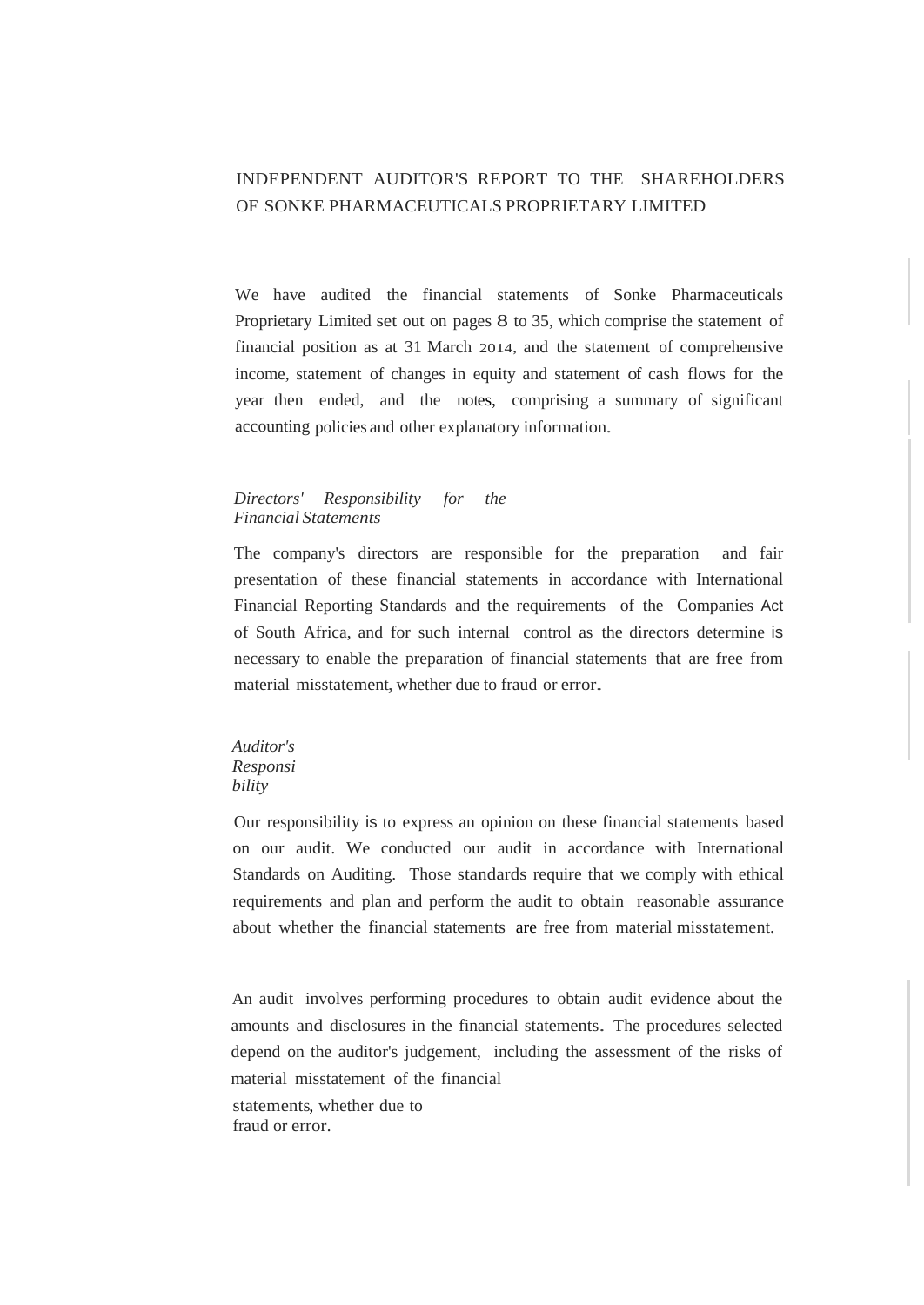# INDEPENDENT AUDITOR'S REPORT TO THE SHAREHOLDERS OF SONKE PHARMACEUTICALS PROPRIETARY LIMITED

We have audited the financial statements of Sonke Pharmaceuticals Proprietary Limited set out on pages 8 to 35, which comprise the statement of financial position as at 31 March 2014, and the statement of comprehensive income, statement of changes in equity and statement of cash flows for the year then ended, and the notes, comprising a summary of significant accounting policies and other explanatory information.

*Directors' Responsibility for the Financial Statements*

The company's directors are responsible for the preparation and fair presentation of these financial statements in accordance with International Financial Reporting Standards and the requirements of the Companies Act of South Africa, and for such internal control as the directors determine is necessary to enable the preparation of financial statements that are free from material misstatement, whether due to fraud or error.

*Auditor's Responsibility*

Our responsibility is to express an opinion on these financial statements based on our audit. We conducted our audit in accordance with International Standards on Auditing. Those standards require that we comply with ethical requirements and plan and perform the audit to obtain reasonable assurance about whether the financial statements are free from material misstatement.

An audit involves performing procedures to obtain audit evidence about the amounts and disclosures in the financial statements. The procedures selected depend on the auditor's judgement, including the assessment of the risks of material misstatement of the financial statements, whether due to fraud or error.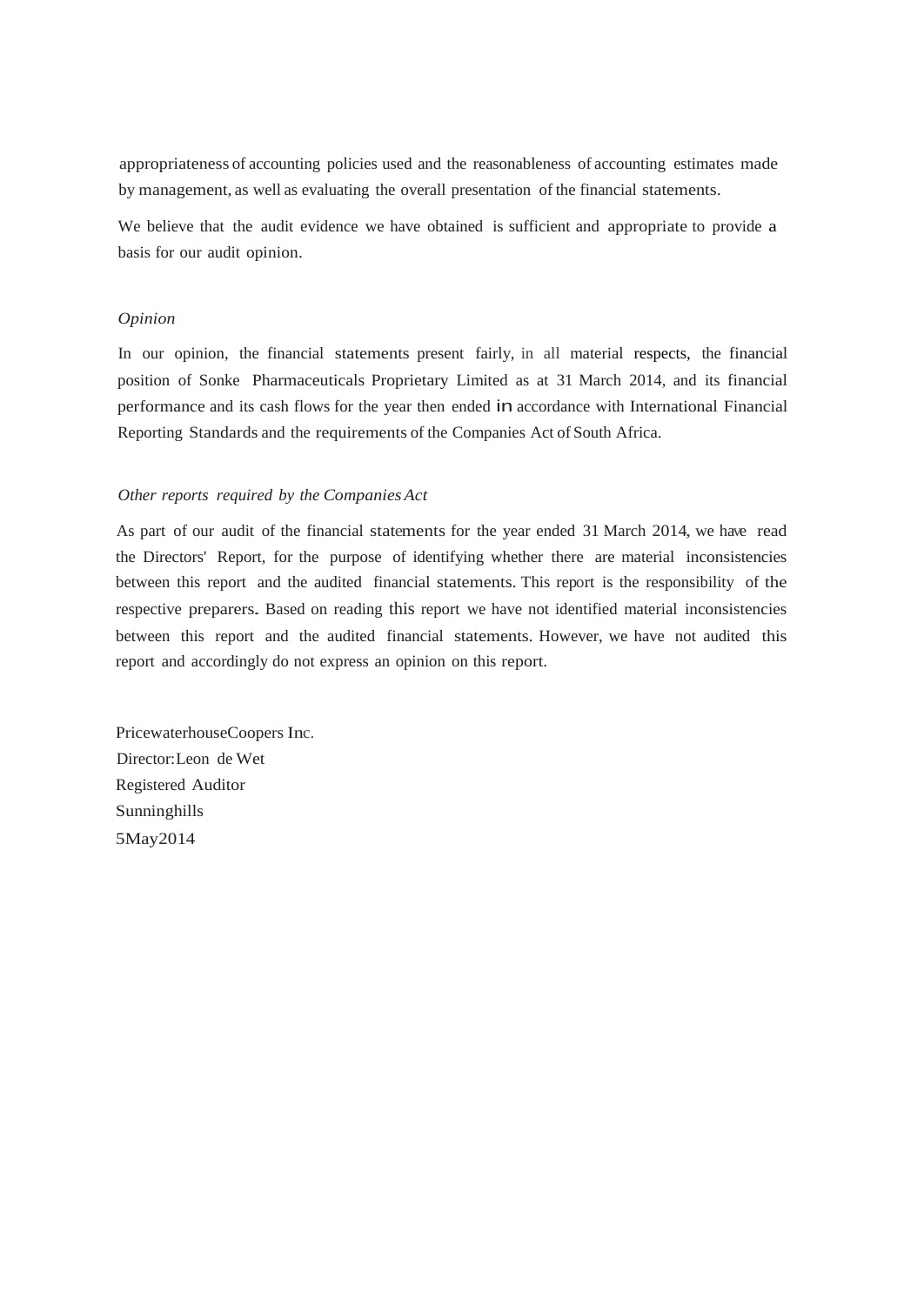appropriateness of accounting policies used and the reasonableness of accounting estimates made by management, as well as evaluating the overall presentation of the financial statements.

We believe that the audit evidence we have obtained is sufficient and appropriate to provide a basis for our audit opinion.

*Opinion*

In our opinion, the financial statements present fairly, in all material respects, the financial position of Sonke Pharmaceuticals Proprietary Limited as at 31 March 2014, and its financial performance and its cash flows for the year then ended in accordance with International Financial Reporting Standards and the requirements of the Companies Act of South Africa.

*Other reports required by the Companies Act*

As part of our audit of the financial statements for the year ended 31 March 2014, we have read the Directors' Report, for the purpose of identifying whether there are material inconsistencies between this report and the audited financial statements. This report is the responsibility of the respective preparers. Based on reading this report we have not identified material inconsistencies between this report and the audited financial statements. However, we have not audited this report and accordingly do not express an opinion on this report.

PricewaterhouseCoopers Inc.
Director: Leon de Wet
Registered Auditor
Sunninghills
5 May 2014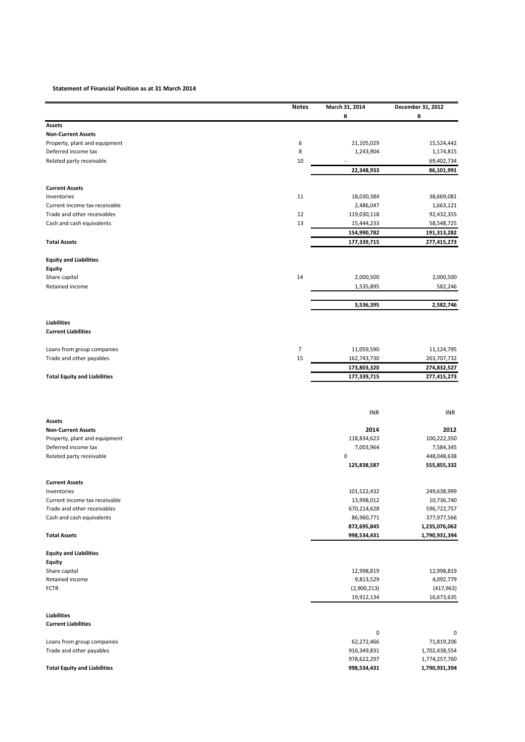**Statement of Financial Position as at 31 March 2014**

| | Notes | March 31, 2014 | December 31, 2012 |
|---|---|---|---|
| | | R | R |
| **Assets** | | | |
| **Non-Current Assets** | | | |
| Property, plant and equipment | 6 | 21,105,029 | 15,524,442 |
| Deferred income tax | 8 | 1,243,904 | 1,174,815 |
| Related party receivable | 10 | - | 69,402,734 |
| | | **22,348,933** | **86,101,991** |
| **Current Assets** | | | |
| Inventories | 11 | 18,030,384 | 38,669,081 |
| Current income tax receivable | | 2,486,047 | 1,663,121 |
| Trade and other receivables | 12 | 119,030,118 | 92,432,355 |
| Cash and cash equivalents | 13 | 15,444,233 | 58,548,725 |
| | | **154,990,782** | **191,313,282** |
| **Total Assets** | | **177,339,715** | **277,415,273** |
| **Equity and Liabilities** | | | |
| **Equity** | | | |
| Share capital | 14 | 2,000,500 | 2,000,500 |
| Retained income | | 1,535,895 | 582,246 |
| | | **3,536,395** | **2,582,746** |
| **Liabilities** | | | |
| **Current Liabilities** | | | |
| Loans from group companies | 7 | 11,059,590 | 11,124,795 |
| Trade and other payables | 15 | 162,743,730 | 263,707,732 |
| | | **173,803,320** | **274,832,527** |
| **Total Equity and Liabilities** | | **177,339,715** | **277,415,273** |

| | INR | INR |
|---|---|---|
| **Assets** | | |
| **Non-Current Assets** | **2014** | **2012** |
| Property, plant and equipment | 118,834,623 | 100,222,350 |
| Deferred income tax | 7,003,964 | 7,584,345 |
| Related party receivable | 0 | 448,048,638 |
| | **125,838,587** | **555,855,332** |
| **Current Assets** | | |
| Inventories | 101,522,432 | 249,638,999 |
| Current income tax receivable | 13,998,012 | 10,736,740 |
| Trade and other receivables | 670,214,628 | 596,722,757 |
| Cash and cash equivalents | 86,960,771 | 377,977,566 |
| | **872,695,845** | **1,235,076,062** |
| **Total Assets** | **998,534,431** | **1,790,931,394** |
| **Equity and Liabilities** | | |
| **Equity** | | |
| Share capital | 12,998,819 | 12,998,819 |
| Retained income | 9,813,529 | 4,092,779 |
| FCTR | (2,900,213) | (417,963) |
| | 19,912,134 | 16,673,635 |
| **Liabilities** | | |
| **Current Liabilities** | | |
| | 0 | 0 |
| Loans from group companies | 62,272,466 | 71,819,206 |
| Trade and other payables | 916,349,831 | 1,702,438,554 |
| | 978,622,297 | 1,774,257,760 |
| **Total Equity and Liabilities** | **998,534,431** | **1,790,931,394** |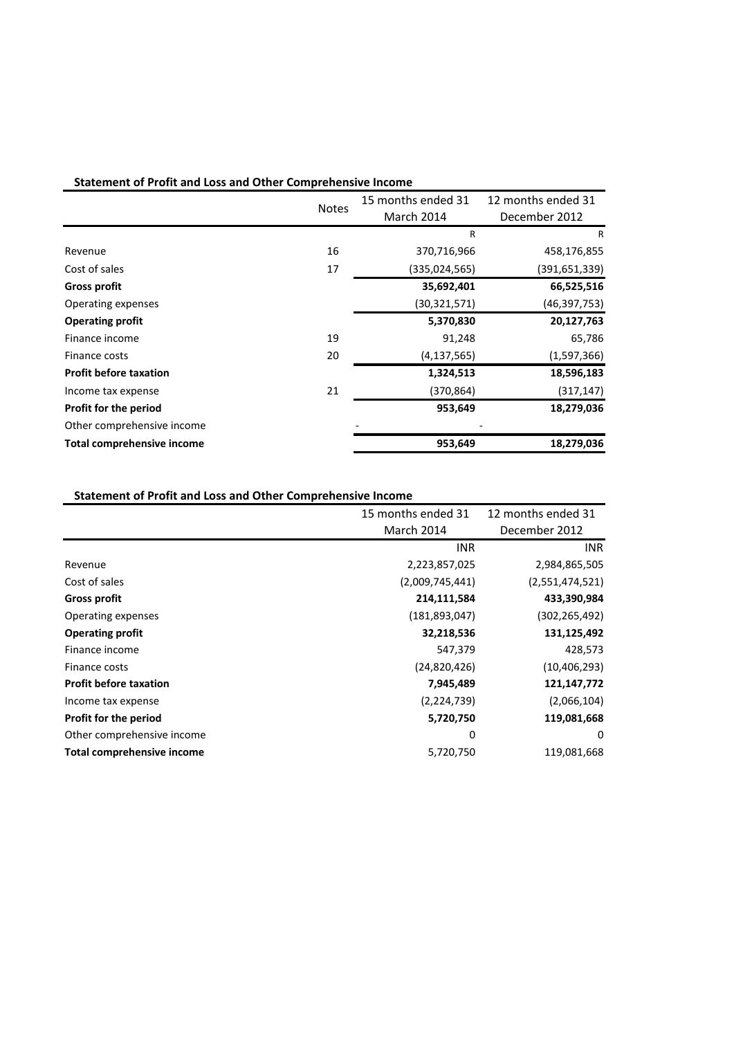**Statement of Profit and Loss and Other Comprehensive Income**

| | Notes | 15 months ended 31 March 2014 | 12 months ended 31 December 2012 |
|---|---|---|---|
| | | R | R |
| Revenue | 16 | 370,716,966 | 458,176,855 |
| Cost of sales | 17 | (335,024,565) | (391,651,339) |
| **Gross profit** | | **35,692,401** | **66,525,516** |
| Operating expenses | | (30,321,571) | (46,397,753) |
| **Operating profit** | | **5,370,830** | **20,127,763** |
| Finance income | 19 | 91,248 | 65,786 |
| Finance costs | 20 | (4,137,565) | (1,597,366) |
| **Profit before taxation** | | **1,324,513** | **18,596,183** |
| Income tax expense | 21 | (370,864) | (317,147) |
| **Profit for the period** | | **953,649** | **18,279,036** |
| Other comprehensive income | | - | - |
| **Total comprehensive income** | | **953,649** | **18,279,036** |

**Statement of Profit and Loss and Other Comprehensive Income**

| | 15 months ended 31 March 2014 | 12 months ended 31 December 2012 |
|---|---|---|
| | INR | INR |
| Revenue | 2,223,857,025 | 2,984,865,505 |
| Cost of sales | (2,009,745,441) | (2,551,474,521) |
| **Gross profit** | **214,111,584** | **433,390,984** |
| Operating expenses | (181,893,047) | (302,265,492) |
| **Operating profit** | **32,218,536** | **131,125,492** |
| Finance income | 547,379 | 428,573 |
| Finance costs | (24,820,426) | (10,406,293) |
| **Profit before taxation** | **7,945,489** | **121,147,772** |
| Income tax expense | (2,224,739) | (2,066,104) |
| **Profit for the period** | **5,720,750** | **119,081,668** |
| Other comprehensive income | 0 | 0 |
| **Total comprehensive income** | 5,720,750 | 119,081,668 |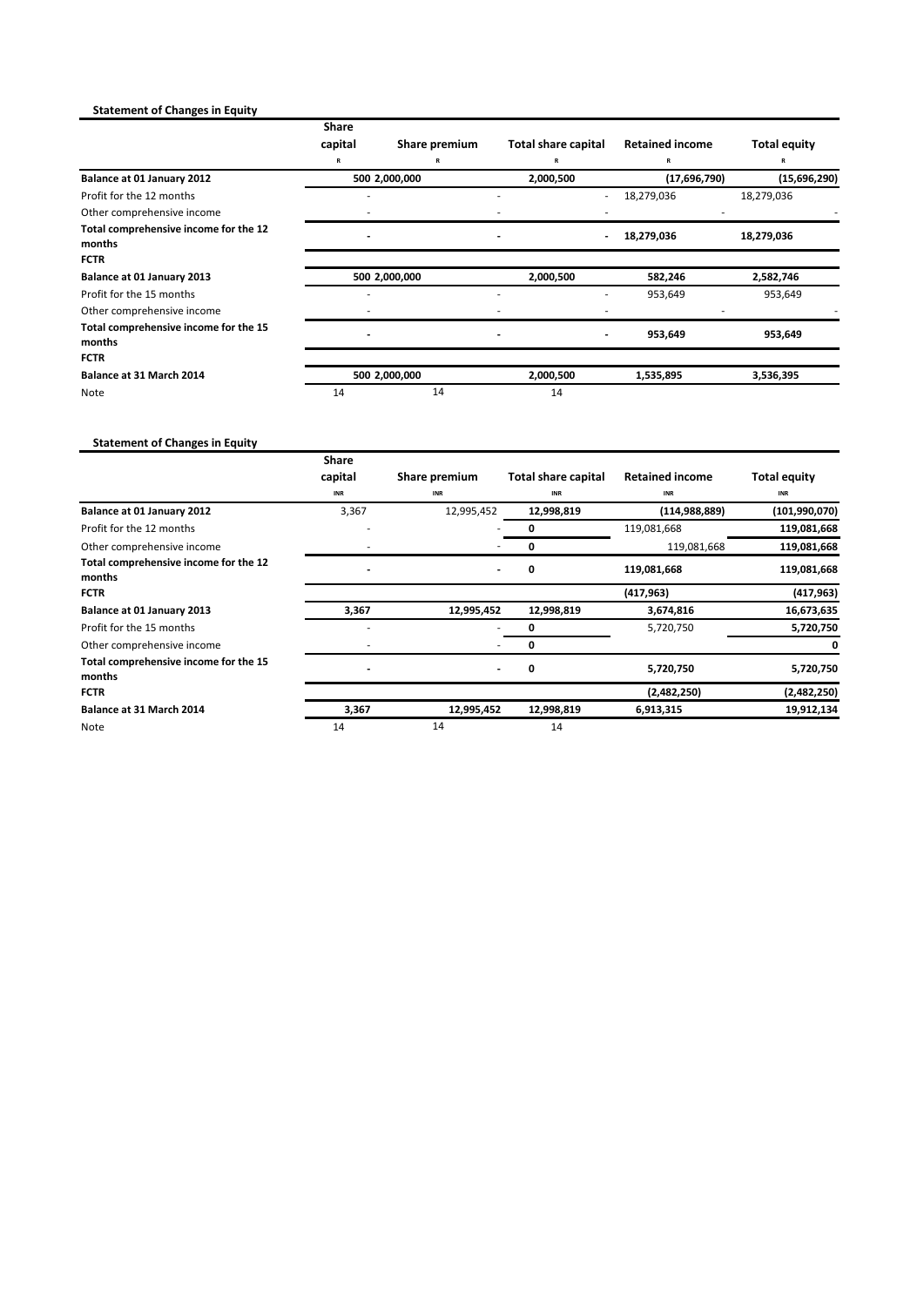**Statement of Changes in Equity**

| | Share capital | Share premium | Total share capital | Retained income | Total equity |
|---|---|---|---|---|---|
| | R | R | R | R | R |
| **Balance at 01 January 2012** | 500 | 2,000,000 | 2,000,500 | (17,696,790) | (15,696,290) |
| Profit for the 12 months | - | - | - | 18,279,036 | 18,279,036 |
| Other comprehensive income | - | - | - | - | - |
| **Total comprehensive income for the 12 months** | - | - | - | 18,279,036 | 18,279,036 |
| **FCTR** | | | | | |
| **Balance at 01 January 2013** | 500 | 2,000,000 | 2,000,500 | 582,246 | 2,582,746 |
| Profit for the 15 months | - | - | - | 953,649 | 953,649 |
| Other comprehensive income | - | - | - | - | - |
| **Total comprehensive income for the 15 months** | - | - | - | 953,649 | 953,649 |
| **FCTR** | | | | | |
| **Balance at 31 March 2014** | 500 | 2,000,000 | 2,000,500 | 1,535,895 | 3,536,395 |
| Note | 14 | 14 | 14 | | |

**Statement of Changes in Equity**

| | Share capital | Share premium | Total share capital | Retained income | Total equity |
|---|---|---|---|---|---|
| | INR | INR | INR | INR | INR |
| **Balance at 01 January 2012** | 3,367 | 12,995,452 | 12,998,819 | (114,988,889) | (101,990,070) |
| Profit for the 12 months | - | - | 0 | 119,081,668 | 119,081,668 |
| Other comprehensive income | - | - | 0 | 119,081,668 | 119,081,668 |
| **Total comprehensive income for the 12 months** | - | - | 0 | 119,081,668 | 119,081,668 |
| **FCTR** | | | | (417,963) | (417,963) |
| **Balance at 01 January 2013** | 3,367 | 12,995,452 | 12,998,819 | 3,674,816 | 16,673,635 |
| Profit for the 15 months | - | - | 0 | 5,720,750 | 5,720,750 |
| Other comprehensive income | - | - | 0 | | 0 |
| **Total comprehensive income for the 15 months** | - | - | 0 | 5,720,750 | 5,720,750 |
| **FCTR** | | | | (2,482,250) | (2,482,250) |
| **Balance at 31 March 2014** | 3,367 | 12,995,452 | 12,998,819 | 6,913,315 | 19,912,134 |
| Note | 14 | 14 | 14 | | |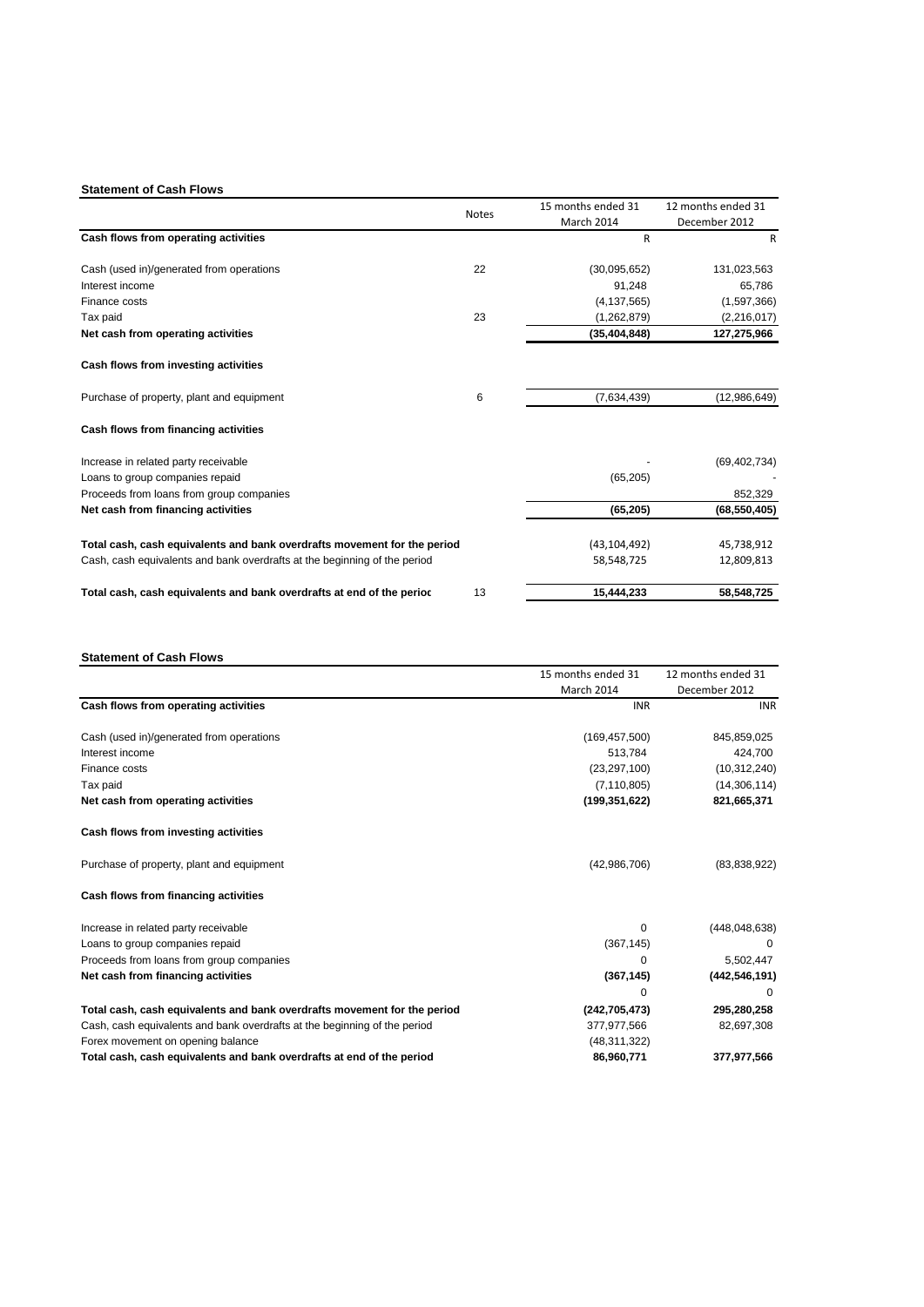**Statement of Cash Flows**

| | Notes | 15 months ended 31 March 2014 | 12 months ended 31 December 2012 |
|---|---|---|---|
| **Cash flows from operating activities** | | R | R |
| Cash (used in)/generated from operations | 22 | (30,095,652) | 131,023,563 |
| Interest income | | 91,248 | 65,786 |
| Finance costs | | (4,137,565) | (1,597,366) |
| Tax paid | 23 | (1,262,879) | (2,216,017) |
| **Net cash from operating activities** | | **(35,404,848)** | **127,275,966** |
| **Cash flows from investing activities** | | | |
| Purchase of property, plant and equipment | 6 | (7,634,439) | (12,986,649) |
| **Cash flows from financing activities** | | | |
| Increase in related party receivable | | - | (69,402,734) |
| Loans to group companies repaid | | (65,205) | - |
| Proceeds from loans from group companies | | | 852,329 |
| **Net cash from financing activities** | | **(65,205)** | **(68,550,405)** |
| **Total cash, cash equivalents and bank overdrafts movement for the period** | | (43,104,492) | 45,738,912 |
| Cash, cash equivalents and bank overdrafts at the beginning of the period | | 58,548,725 | 12,809,813 |
| **Total cash, cash equivalents and bank overdrafts at end of the period** | 13 | **15,444,233** | **58,548,725** |

**Statement of Cash Flows**

| | 15 months ended 31 March 2014 | 12 months ended 31 December 2012 |
|---|---|---|
| **Cash flows from operating activities** | INR | INR |
| Cash (used in)/generated from operations | (169,457,500) | 845,859,025 |
| Interest income | 513,784 | 424,700 |
| Finance costs | (23,297,100) | (10,312,240) |
| Tax paid | (7,110,805) | (14,306,114) |
| **Net cash from operating activities** | **(199,351,622)** | **821,665,371** |
| **Cash flows from investing activities** | | |
| Purchase of property, plant and equipment | (42,986,706) | (83,838,922) |
| **Cash flows from financing activities** | | |
| Increase in related party receivable | 0 | (448,048,638) |
| Loans to group companies repaid | (367,145) | 0 |
| Proceeds from loans from group companies | 0 | 5,502,447 |
| **Net cash from financing activities** | **(367,145)** | **(442,546,191)** |
| | 0 | 0 |
| **Total cash, cash equivalents and bank overdrafts movement for the period** | **(242,705,473)** | **295,280,258** |
| Cash, cash equivalents and bank overdrafts at the beginning of the period | 377,977,566 | 82,697,308 |
| Forex movement on opening balance | (48,311,322) | |
| **Total cash, cash equivalents and bank overdrafts at end of the period** | **86,960,771** | **377,977,566** |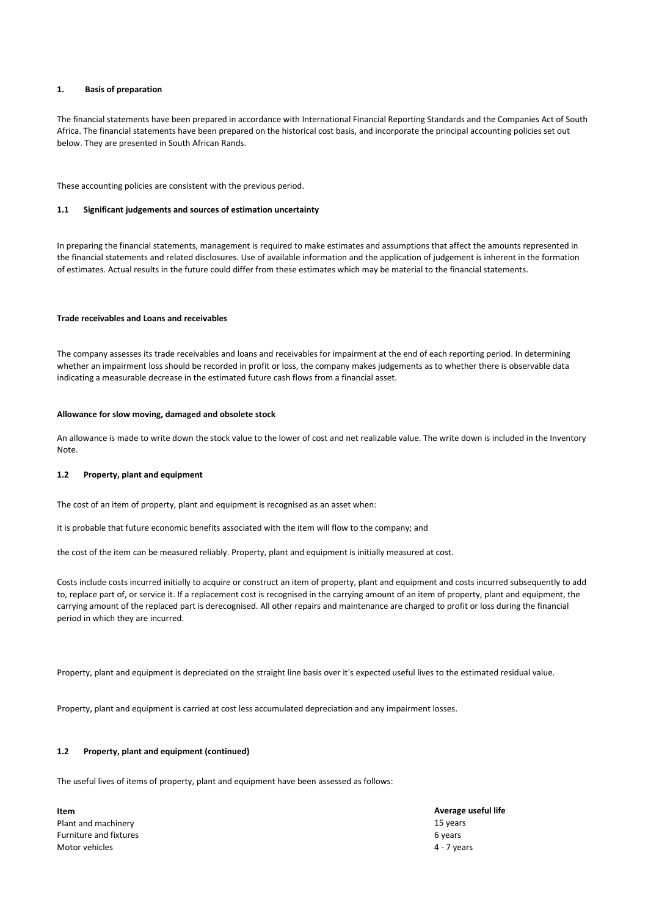## 1. Basis of preparation

The financial statements have been prepared in accordance with International Financial Reporting Standards and the Companies Act of South Africa. The financial statements have been prepared on the historical cost basis, and incorporate the principal accounting policies set out below. They are presented in South African Rands.

These accounting policies are consistent with the previous period.

### 1.1 Significant judgements and sources of estimation uncertainty

In preparing the financial statements, management is required to make estimates and assumptions that affect the amounts represented in the financial statements and related disclosures. Use of available information and the application of judgement is inherent in the formation of estimates. Actual results in the future could differ from these estimates which may be material to the financial statements.

**Trade receivables and Loans and receivables**

The company assesses its trade receivables and loans and receivables for impairment at the end of each reporting period. In determining whether an impairment loss should be recorded in profit or loss, the company makes judgements as to whether there is observable data indicating a measurable decrease in the estimated future cash flows from a financial asset.

**Allowance for slow moving, damaged and obsolete stock**

An allowance is made to write down the stock value to the lower of cost and net realizable value. The write down is included in the Inventory Note.

### 1.2 Property, plant and equipment

The cost of an item of property, plant and equipment is recognised as an asset when:

it is probable that future economic benefits associated with the item will flow to the company; and

the cost of the item can be measured reliably. Property, plant and equipment is initially measured at cost.

Costs include costs incurred initially to acquire or construct an item of property, plant and equipment and costs incurred subsequently to add to, replace part of, or service it. If a replacement cost is recognised in the carrying amount of an item of property, plant and equipment, the carrying amount of the replaced part is derecognised. All other repairs and maintenance are charged to profit or loss during the financial period in which they are incurred.

Property, plant and equipment is depreciated on the straight line basis over it's expected useful lives to the estimated residual value.

Property, plant and equipment is carried at cost less accumulated depreciation and any impairment losses.

### 1.2 Property, plant and equipment (continued)

The useful lives of items of property, plant and equipment have been assessed as follows:

| Item | Average useful life |
|---|---|
| Plant and machinery | 15 years |
| Furniture and fixtures | 6 years |
| Motor vehicles | 4 - 7 years |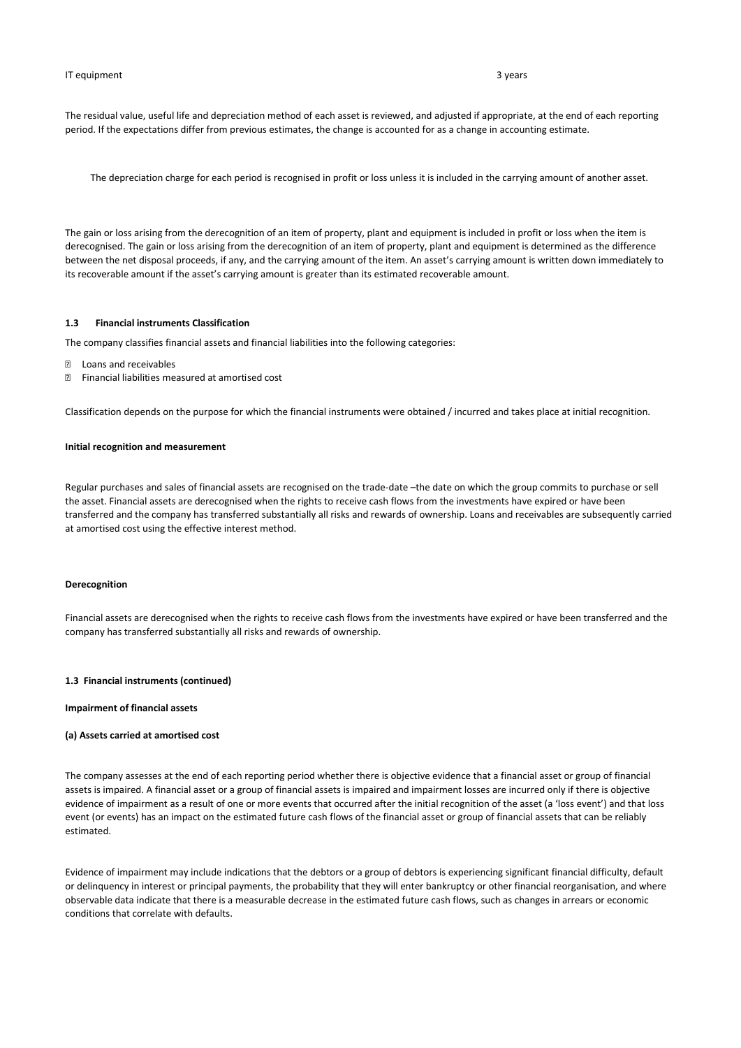| IT equipment | 3 years |
| --- | --- |

The residual value, useful life and depreciation method of each asset is reviewed, and adjusted if appropriate, at the end of each reporting period. If the expectations differ from previous estimates, the change is accounted for as a change in accounting estimate.

The depreciation charge for each period is recognised in profit or loss unless it is included in the carrying amount of another asset.

The gain or loss arising from the derecognition of an item of property, plant and equipment is included in profit or loss when the item is derecognised. The gain or loss arising from the derecognition of an item of property, plant and equipment is determined as the difference between the net disposal proceeds, if any, and the carrying amount of the item. An asset's carrying amount is written down immediately to its recoverable amount if the asset's carrying amount is greater than its estimated recoverable amount.

#### 1.3 Financial instruments Classification

The company classifies financial assets and financial liabilities into the following categories:

- Loans and receivables
- Financial liabilities measured at amortised cost

Classification depends on the purpose for which the financial instruments were obtained / incurred and takes place at initial recognition.

**Initial recognition and measurement**

Regular purchases and sales of financial assets are recognised on the trade-date –the date on which the group commits to purchase or sell the asset. Financial assets are derecognised when the rights to receive cash flows from the investments have expired or have been transferred and the company has transferred substantially all risks and rewards of ownership. Loans and receivables are subsequently carried at amortised cost using the effective interest method.

**Derecognition**

Financial assets are derecognised when the rights to receive cash flows from the investments have expired or have been transferred and the company has transferred substantially all risks and rewards of ownership.

#### 1.3 Financial instruments (continued)

**Impairment of financial assets**

**(a) Assets carried at amortised cost**

The company assesses at the end of each reporting period whether there is objective evidence that a financial asset or group of financial assets is impaired. A financial asset or a group of financial assets is impaired and impairment losses are incurred only if there is objective evidence of impairment as a result of one or more events that occurred after the initial recognition of the asset (a 'loss event') and that loss event (or events) has an impact on the estimated future cash flows of the financial asset or group of financial assets that can be reliably estimated.

Evidence of impairment may include indications that the debtors or a group of debtors is experiencing significant financial difficulty, default or delinquency in interest or principal payments, the probability that they will enter bankruptcy or other financial reorganisation, and where observable data indicate that there is a measurable decrease in the estimated future cash flows, such as changes in arrears or economic conditions that correlate with defaults.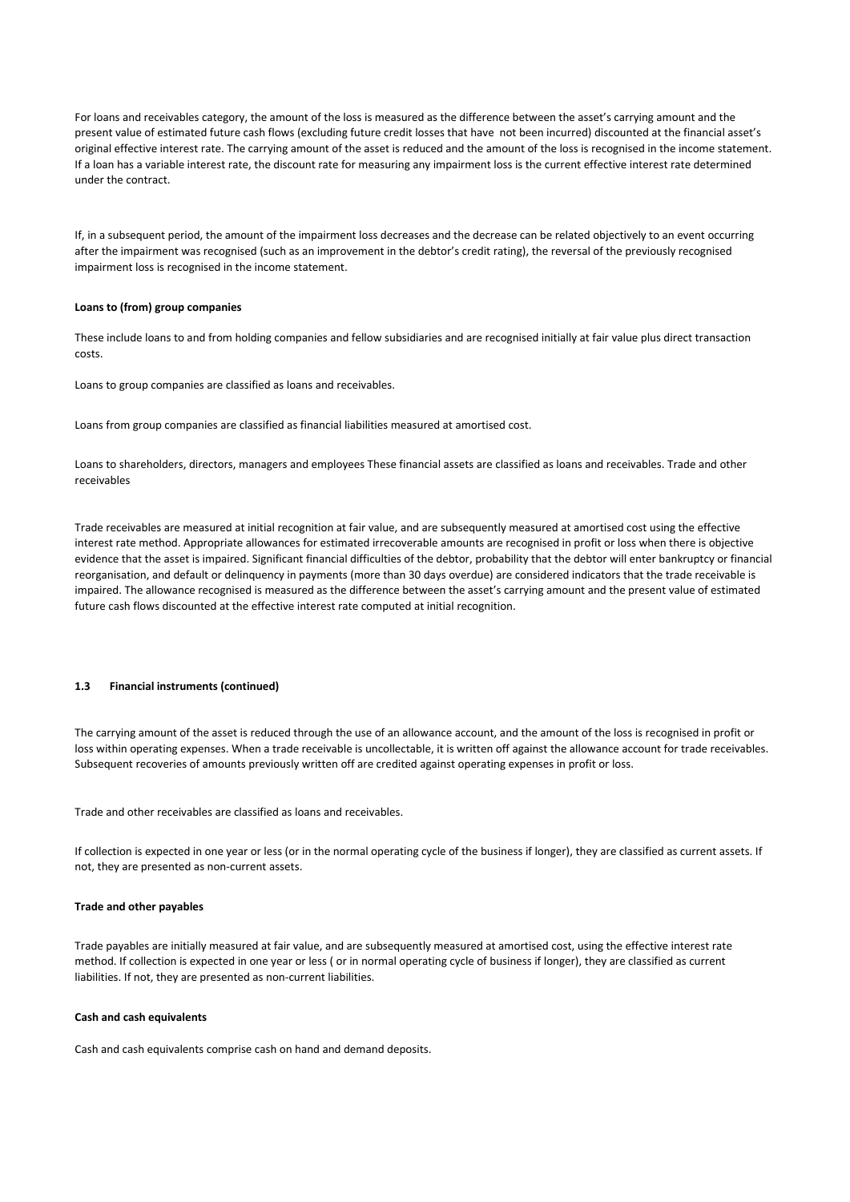For loans and receivables category, the amount of the loss is measured as the difference between the asset's carrying amount and the present value of estimated future cash flows (excluding future credit losses that have not been incurred) discounted at the financial asset's original effective interest rate. The carrying amount of the asset is reduced and the amount of the loss is recognised in the income statement. If a loan has a variable interest rate, the discount rate for measuring any impairment loss is the current effective interest rate determined under the contract.

If, in a subsequent period, the amount of the impairment loss decreases and the decrease can be related objectively to an event occurring after the impairment was recognised (such as an improvement in the debtor's credit rating), the reversal of the previously recognised impairment loss is recognised in the income statement.

**Loans to (from) group companies**

These include loans to and from holding companies and fellow subsidiaries and are recognised initially at fair value plus direct transaction costs.

Loans to group companies are classified as loans and receivables.

Loans from group companies are classified as financial liabilities measured at amortised cost.

Loans to shareholders, directors, managers and employees These financial assets are classified as loans and receivables. Trade and other receivables

Trade receivables are measured at initial recognition at fair value, and are subsequently measured at amortised cost using the effective interest rate method. Appropriate allowances for estimated irrecoverable amounts are recognised in profit or loss when there is objective evidence that the asset is impaired. Significant financial difficulties of the debtor, probability that the debtor will enter bankruptcy or financial reorganisation, and default or delinquency in payments (more than 30 days overdue) are considered indicators that the trade receivable is impaired. The allowance recognised is measured as the difference between the asset's carrying amount and the present value of estimated future cash flows discounted at the effective interest rate computed at initial recognition.

**1.3 Financial instruments (continued)**

The carrying amount of the asset is reduced through the use of an allowance account, and the amount of the loss is recognised in profit or loss within operating expenses. When a trade receivable is uncollectable, it is written off against the allowance account for trade receivables. Subsequent recoveries of amounts previously written off are credited against operating expenses in profit or loss.

Trade and other receivables are classified as loans and receivables.

If collection is expected in one year or less (or in the normal operating cycle of the business if longer), they are classified as current assets. If not, they are presented as non-current assets.

**Trade and other payables**

Trade payables are initially measured at fair value, and are subsequently measured at amortised cost, using the effective interest rate method. If collection is expected in one year or less ( or in normal operating cycle of business if longer), they are classified as current liabilities. If not, they are presented as non-current liabilities.

**Cash and cash equivalents**

Cash and cash equivalents comprise cash on hand and demand deposits.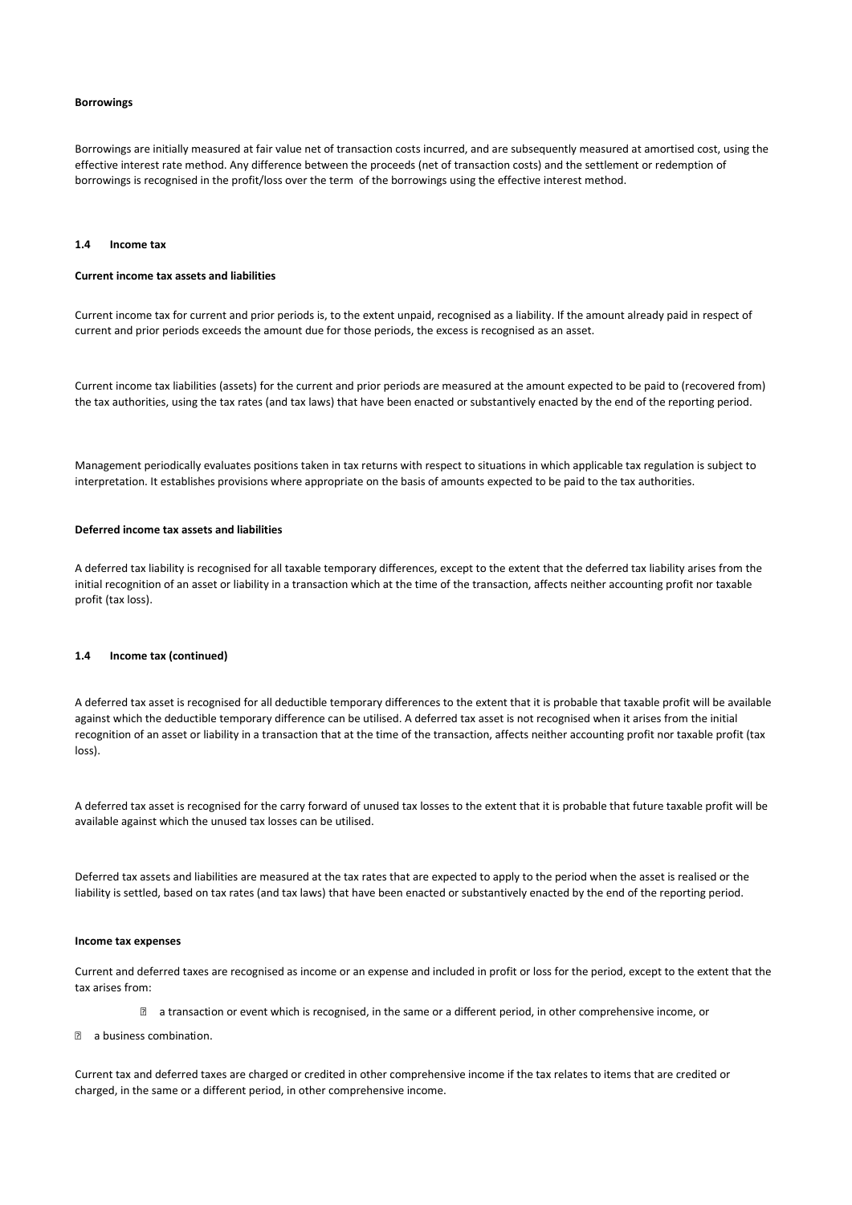**Borrowings**

Borrowings are initially measured at fair value net of transaction costs incurred, and are subsequently measured at amortised cost, using the effective interest rate method. Any difference between the proceeds (net of transaction costs) and the settlement or redemption of borrowings is recognised in the profit/loss over the term of the borrowings using the effective interest method.

## 1.4 Income tax

**Current income tax assets and liabilities**

Current income tax for current and prior periods is, to the extent unpaid, recognised as a liability. If the amount already paid in respect of current and prior periods exceeds the amount due for those periods, the excess is recognised as an asset.

Current income tax liabilities (assets) for the current and prior periods are measured at the amount expected to be paid to (recovered from) the tax authorities, using the tax rates (and tax laws) that have been enacted or substantively enacted by the end of the reporting period.

Management periodically evaluates positions taken in tax returns with respect to situations in which applicable tax regulation is subject to interpretation. It establishes provisions where appropriate on the basis of amounts expected to be paid to the tax authorities.

**Deferred income tax assets and liabilities**

A deferred tax liability is recognised for all taxable temporary differences, except to the extent that the deferred tax liability arises from the initial recognition of an asset or liability in a transaction which at the time of the transaction, affects neither accounting profit nor taxable profit (tax loss).

## 1.4 Income tax (continued)

A deferred tax asset is recognised for all deductible temporary differences to the extent that it is probable that taxable profit will be available against which the deductible temporary difference can be utilised. A deferred tax asset is not recognised when it arises from the initial recognition of an asset or liability in a transaction that at the time of the transaction, affects neither accounting profit nor taxable profit (tax loss).

A deferred tax asset is recognised for the carry forward of unused tax losses to the extent that it is probable that future taxable profit will be available against which the unused tax losses can be utilised.

Deferred tax assets and liabilities are measured at the tax rates that are expected to apply to the period when the asset is realised or the liability is settled, based on tax rates (and tax laws) that have been enacted or substantively enacted by the end of the reporting period.

**Income tax expenses**

Current and deferred taxes are recognised as income or an expense and included in profit or loss for the period, except to the extent that the tax arises from:

- a transaction or event which is recognised, in the same or a different period, in other comprehensive income, or
- a business combination.

Current tax and deferred taxes are charged or credited in other comprehensive income if the tax relates to items that are credited or charged, in the same or a different period, in other comprehensive income.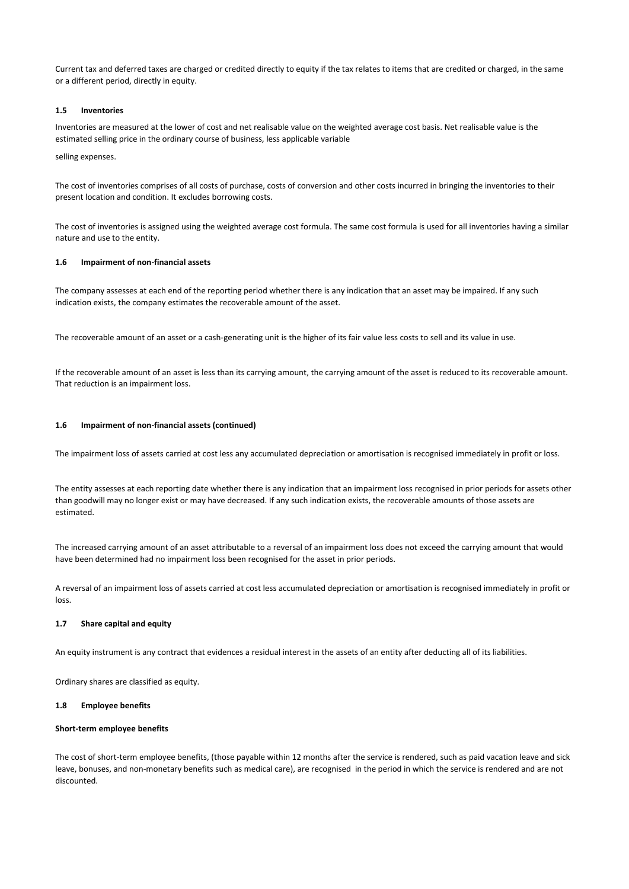Current tax and deferred taxes are charged or credited directly to equity if the tax relates to items that are credited or charged, in the same or a different period, directly in equity.

### 1.5 Inventories

Inventories are measured at the lower of cost and net realisable value on the weighted average cost basis. Net realisable value is the estimated selling price in the ordinary course of business, less applicable variable

selling expenses.

The cost of inventories comprises of all costs of purchase, costs of conversion and other costs incurred in bringing the inventories to their present location and condition. It excludes borrowing costs.

The cost of inventories is assigned using the weighted average cost formula. The same cost formula is used for all inventories having a similar nature and use to the entity.

### 1.6 Impairment of non-financial assets

The company assesses at each end of the reporting period whether there is any indication that an asset may be impaired. If any such indication exists, the company estimates the recoverable amount of the asset.

The recoverable amount of an asset or a cash-generating unit is the higher of its fair value less costs to sell and its value in use.

If the recoverable amount of an asset is less than its carrying amount, the carrying amount of the asset is reduced to its recoverable amount. That reduction is an impairment loss.

### 1.6 Impairment of non-financial assets (continued)

The impairment loss of assets carried at cost less any accumulated depreciation or amortisation is recognised immediately in profit or loss.

The entity assesses at each reporting date whether there is any indication that an impairment loss recognised in prior periods for assets other than goodwill may no longer exist or may have decreased. If any such indication exists, the recoverable amounts of those assets are estimated.

The increased carrying amount of an asset attributable to a reversal of an impairment loss does not exceed the carrying amount that would have been determined had no impairment loss been recognised for the asset in prior periods.

A reversal of an impairment loss of assets carried at cost less accumulated depreciation or amortisation is recognised immediately in profit or loss.

### 1.7 Share capital and equity

An equity instrument is any contract that evidences a residual interest in the assets of an entity after deducting all of its liabilities.

Ordinary shares are classified as equity.

### 1.8 Employee benefits

#### Short-term employee benefits

The cost of short-term employee benefits, (those payable within 12 months after the service is rendered, such as paid vacation leave and sick leave, bonuses, and non-monetary benefits such as medical care), are recognised in the period in which the service is rendered and are not discounted.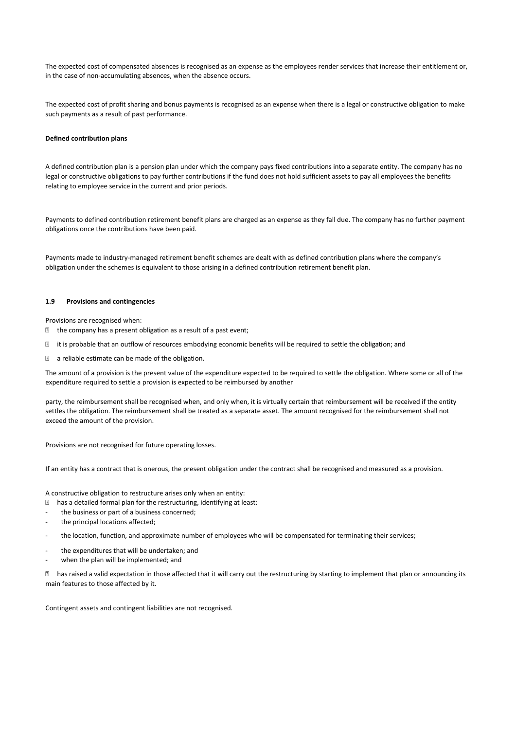The expected cost of compensated absences is recognised as an expense as the employees render services that increase their entitlement or, in the case of non-accumulating absences, when the absence occurs.

The expected cost of profit sharing and bonus payments is recognised as an expense when there is a legal or constructive obligation to make such payments as a result of past performance.

**Defined contribution plans**

A defined contribution plan is a pension plan under which the company pays fixed contributions into a separate entity. The company has no legal or constructive obligations to pay further contributions if the fund does not hold sufficient assets to pay all employees the benefits relating to employee service in the current and prior periods.

Payments to defined contribution retirement benefit plans are charged as an expense as they fall due. The company has no further payment obligations once the contributions have been paid.

Payments made to industry-managed retirement benefit schemes are dealt with as defined contribution plans where the company's obligation under the schemes is equivalent to those arising in a defined contribution retirement benefit plan.

### 1.9 Provisions and contingencies

Provisions are recognised when:

- the company has a present obligation as a result of a past event;
- it is probable that an outflow of resources embodying economic benefits will be required to settle the obligation; and
- a reliable estimate can be made of the obligation.

The amount of a provision is the present value of the expenditure expected to be required to settle the obligation. Where some or all of the expenditure required to settle a provision is expected to be reimbursed by another party, the reimbursement shall be recognised when, and only when, it is virtually certain that reimbursement will be received if the entity settles the obligation. The reimbursement shall be treated as a separate asset. The amount recognised for the reimbursement shall not exceed the amount of the provision.

Provisions are not recognised for future operating losses.

If an entity has a contract that is onerous, the present obligation under the contract shall be recognised and measured as a provision.

A constructive obligation to restructure arises only when an entity:

- has a detailed formal plan for the restructuring, identifying at least:
  - the business or part of a business concerned;
  - the principal locations affected;
  - the location, function, and approximate number of employees who will be compensated for terminating their services;
  - the expenditures that will be undertaken; and
  - when the plan will be implemented; and
- has raised a valid expectation in those affected that it will carry out the restructuring by starting to implement that plan or announcing its main features to those affected by it.

Contingent assets and contingent liabilities are not recognised.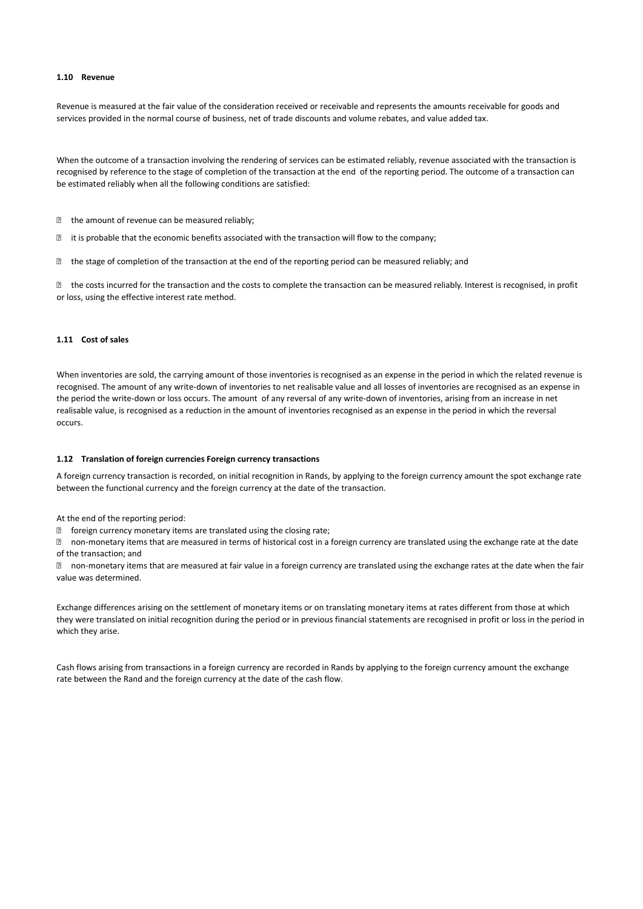### 1.10 Revenue

Revenue is measured at the fair value of the consideration received or receivable and represents the amounts receivable for goods and services provided in the normal course of business, net of trade discounts and volume rebates, and value added tax.

When the outcome of a transaction involving the rendering of services can be estimated reliably, revenue associated with the transaction is recognised by reference to the stage of completion of the transaction at the end of the reporting period. The outcome of a transaction can be estimated reliably when all the following conditions are satisfied:

- the amount of revenue can be measured reliably;
- it is probable that the economic benefits associated with the transaction will flow to the company;
- the stage of completion of the transaction at the end of the reporting period can be measured reliably; and
- the costs incurred for the transaction and the costs to complete the transaction can be measured reliably. Interest is recognised, in profit or loss, using the effective interest rate method.

### 1.11 Cost of sales

When inventories are sold, the carrying amount of those inventories is recognised as an expense in the period in which the related revenue is recognised. The amount of any write-down of inventories to net realisable value and all losses of inventories are recognised as an expense in the period the write-down or loss occurs. The amount of any reversal of any write-down of inventories, arising from an increase in net realisable value, is recognised as a reduction in the amount of inventories recognised as an expense in the period in which the reversal occurs.

### 1.12 Translation of foreign currencies Foreign currency transactions

A foreign currency transaction is recorded, on initial recognition in Rands, by applying to the foreign currency amount the spot exchange rate between the functional currency and the foreign currency at the date of the transaction.

At the end of the reporting period:

- foreign currency monetary items are translated using the closing rate;
- non-monetary items that are measured in terms of historical cost in a foreign currency are translated using the exchange rate at the date of the transaction; and
- non-monetary items that are measured at fair value in a foreign currency are translated using the exchange rates at the date when the fair value was determined.

Exchange differences arising on the settlement of monetary items or on translating monetary items at rates different from those at which they were translated on initial recognition during the period or in previous financial statements are recognised in profit or loss in the period in which they arise.

Cash flows arising from transactions in a foreign currency are recorded in Rands by applying to the foreign currency amount the exchange rate between the Rand and the foreign currency at the date of the cash flow.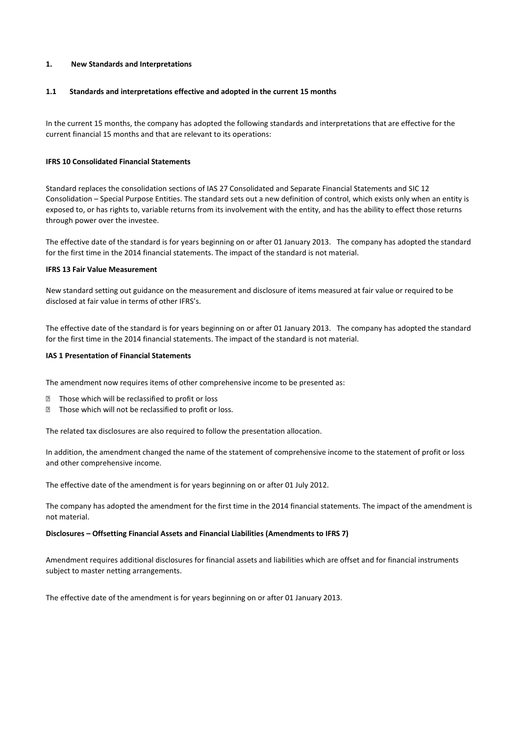## 1. New Standards and Interpretations

### 1.1 Standards and interpretations effective and adopted in the current 15 months

In the current 15 months, the company has adopted the following standards and interpretations that are effective for the current financial 15 months and that are relevant to its operations:

**IFRS 10 Consolidated Financial Statements**

Standard replaces the consolidation sections of IAS 27 Consolidated and Separate Financial Statements and SIC 12 Consolidation – Special Purpose Entities. The standard sets out a new definition of control, which exists only when an entity is exposed to, or has rights to, variable returns from its involvement with the entity, and has the ability to effect those returns through power over the investee.

The effective date of the standard is for years beginning on or after 01 January 2013. The company has adopted the standard for the first time in the 2014 financial statements. The impact of the standard is not material.

**IFRS 13 Fair Value Measurement**

New standard setting out guidance on the measurement and disclosure of items measured at fair value or required to be disclosed at fair value in terms of other IFRS's.

The effective date of the standard is for years beginning on or after 01 January 2013. The company has adopted the standard for the first time in the 2014 financial statements. The impact of the standard is not material.

**IAS 1 Presentation of Financial Statements**

The amendment now requires items of other comprehensive income to be presented as:

- Those which will be reclassified to profit or loss
- Those which will not be reclassified to profit or loss.

The related tax disclosures are also required to follow the presentation allocation.

In addition, the amendment changed the name of the statement of comprehensive income to the statement of profit or loss and other comprehensive income.

The effective date of the amendment is for years beginning on or after 01 July 2012.

The company has adopted the amendment for the first time in the 2014 financial statements. The impact of the amendment is not material.

**Disclosures – Offsetting Financial Assets and Financial Liabilities (Amendments to IFRS 7)**

Amendment requires additional disclosures for financial assets and liabilities which are offset and for financial instruments subject to master netting arrangements.

The effective date of the amendment is for years beginning on or after 01 January 2013.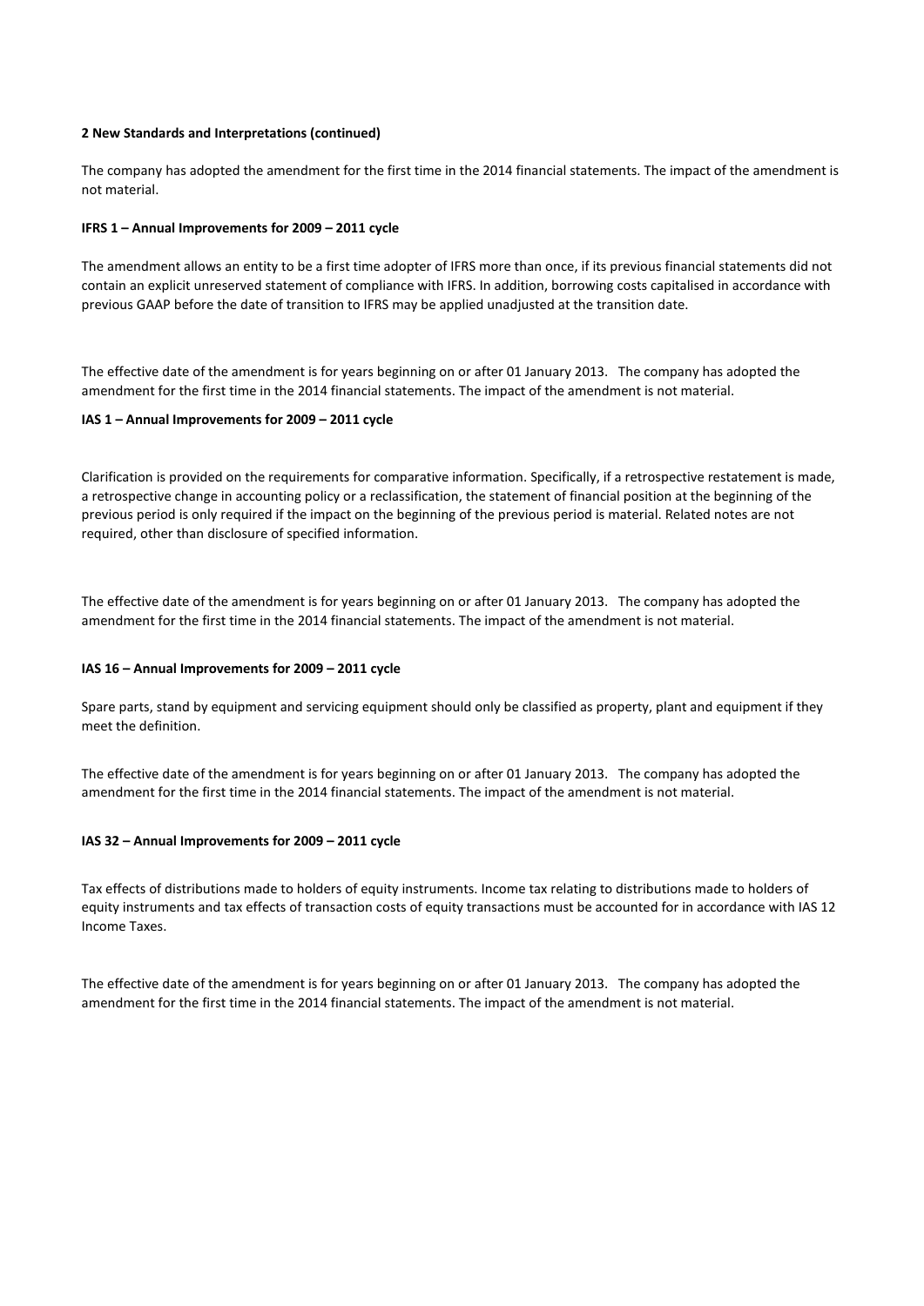**2 New Standards and Interpretations (continued)**

The company has adopted the amendment for the first time in the 2014 financial statements. The impact of the amendment is not material.

**IFRS 1 – Annual Improvements for 2009 – 2011 cycle**

The amendment allows an entity to be a first time adopter of IFRS more than once, if its previous financial statements did not contain an explicit unreserved statement of compliance with IFRS. In addition, borrowing costs capitalised in accordance with previous GAAP before the date of transition to IFRS may be applied unadjusted at the transition date.

The effective date of the amendment is for years beginning on or after 01 January 2013. The company has adopted the amendment for the first time in the 2014 financial statements. The impact of the amendment is not material.

**IAS 1 – Annual Improvements for 2009 – 2011 cycle**

Clarification is provided on the requirements for comparative information. Specifically, if a retrospective restatement is made, a retrospective change in accounting policy or a reclassification, the statement of financial position at the beginning of the previous period is only required if the impact on the beginning of the previous period is material. Related notes are not required, other than disclosure of specified information.

The effective date of the amendment is for years beginning on or after 01 January 2013. The company has adopted the amendment for the first time in the 2014 financial statements. The impact of the amendment is not material.

**IAS 16 – Annual Improvements for 2009 – 2011 cycle**

Spare parts, stand by equipment and servicing equipment should only be classified as property, plant and equipment if they meet the definition.

The effective date of the amendment is for years beginning on or after 01 January 2013. The company has adopted the amendment for the first time in the 2014 financial statements. The impact of the amendment is not material.

**IAS 32 – Annual Improvements for 2009 – 2011 cycle**

Tax effects of distributions made to holders of equity instruments. Income tax relating to distributions made to holders of equity instruments and tax effects of transaction costs of equity transactions must be accounted for in accordance with IAS 12 Income Taxes.

The effective date of the amendment is for years beginning on or after 01 January 2013. The company has adopted the amendment for the first time in the 2014 financial statements. The impact of the amendment is not material.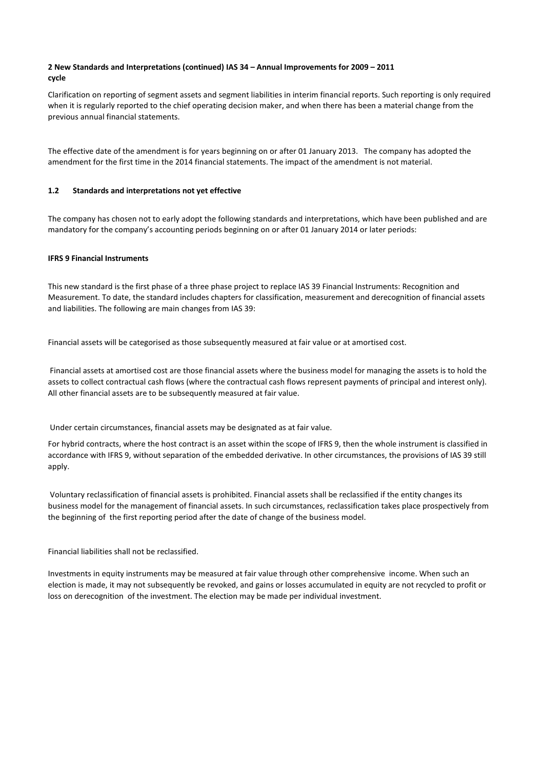**2 New Standards and Interpretations (continued) IAS 34 – Annual Improvements for 2009 – 2011 cycle**

Clarification on reporting of segment assets and segment liabilities in interim financial reports. Such reporting is only required when it is regularly reported to the chief operating decision maker, and when there has been a material change from the previous annual financial statements.

The effective date of the amendment is for years beginning on or after 01 January 2013. The company has adopted the amendment for the first time in the 2014 financial statements. The impact of the amendment is not material.

### 1.2 Standards and interpretations not yet effective

The company has chosen not to early adopt the following standards and interpretations, which have been published and are mandatory for the company's accounting periods beginning on or after 01 January 2014 or later periods:

**IFRS 9 Financial Instruments**

This new standard is the first phase of a three phase project to replace IAS 39 Financial Instruments: Recognition and Measurement. To date, the standard includes chapters for classification, measurement and derecognition of financial assets and liabilities. The following are main changes from IAS 39:

Financial assets will be categorised as those subsequently measured at fair value or at amortised cost.

Financial assets at amortised cost are those financial assets where the business model for managing the assets is to hold the assets to collect contractual cash flows (where the contractual cash flows represent payments of principal and interest only). All other financial assets are to be subsequently measured at fair value.

Under certain circumstances, financial assets may be designated as at fair value.

For hybrid contracts, where the host contract is an asset within the scope of IFRS 9, then the whole instrument is classified in accordance with IFRS 9, without separation of the embedded derivative. In other circumstances, the provisions of IAS 39 still apply.

Voluntary reclassification of financial assets is prohibited. Financial assets shall be reclassified if the entity changes its business model for the management of financial assets. In such circumstances, reclassification takes place prospectively from the beginning of the first reporting period after the date of change of the business model.

Financial liabilities shall not be reclassified.

Investments in equity instruments may be measured at fair value through other comprehensive income. When such an election is made, it may not subsequently be revoked, and gains or losses accumulated in equity are not recycled to profit or loss on derecognition of the investment. The election may be made per individual investment.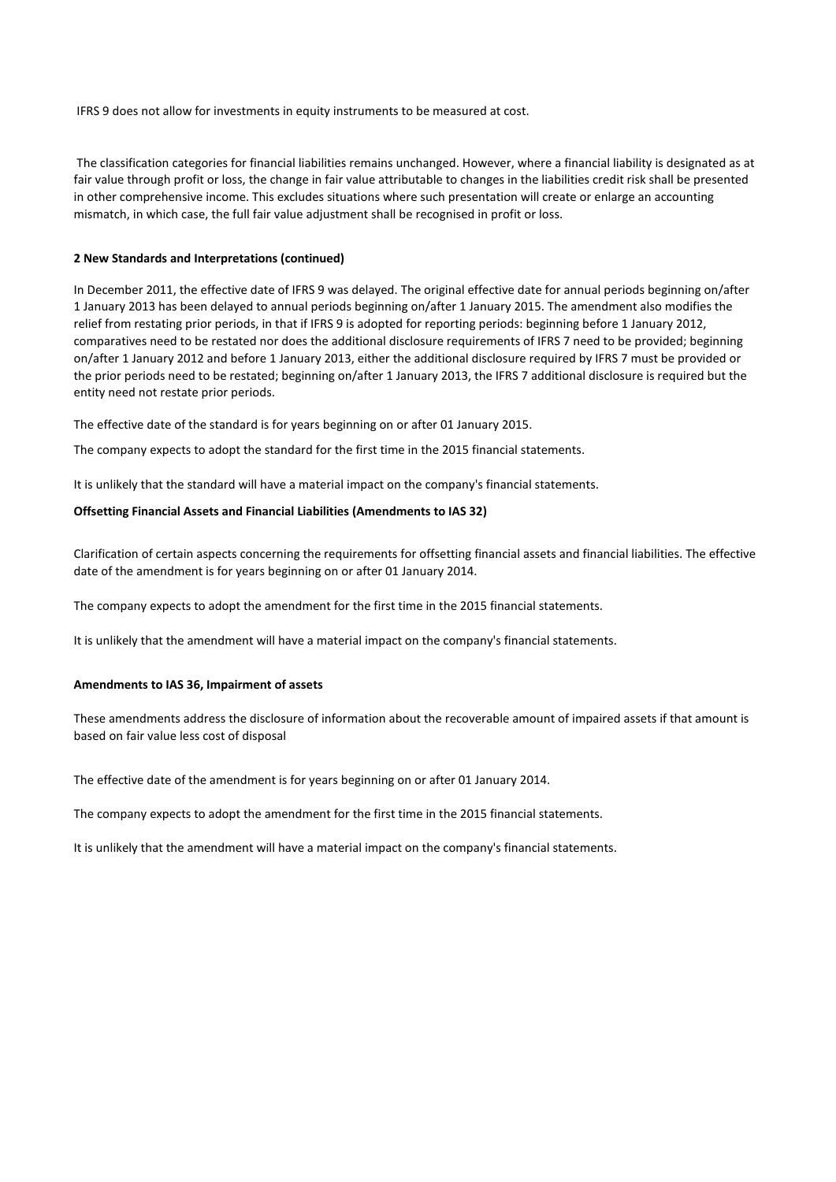IFRS 9 does not allow for investments in equity instruments to be measured at cost.

The classification categories for financial liabilities remains unchanged. However, where a financial liability is designated as at fair value through profit or loss, the change in fair value attributable to changes in the liabilities credit risk shall be presented in other comprehensive income. This excludes situations where such presentation will create or enlarge an accounting mismatch, in which case, the full fair value adjustment shall be recognised in profit or loss.

**2 New Standards and Interpretations (continued)**

In December 2011, the effective date of IFRS 9 was delayed. The original effective date for annual periods beginning on/after 1 January 2013 has been delayed to annual periods beginning on/after 1 January 2015. The amendment also modifies the relief from restating prior periods, in that if IFRS 9 is adopted for reporting periods: beginning before 1 January 2012, comparatives need to be restated nor does the additional disclosure requirements of IFRS 7 need to be provided; beginning on/after 1 January 2012 and before 1 January 2013, either the additional disclosure required by IFRS 7 must be provided or the prior periods need to be restated; beginning on/after 1 January 2013, the IFRS 7 additional disclosure is required but the entity need not restate prior periods.

The effective date of the standard is for years beginning on or after 01 January 2015.

The company expects to adopt the standard for the first time in the 2015 financial statements.

It is unlikely that the standard will have a material impact on the company's financial statements.

**Offsetting Financial Assets and Financial Liabilities (Amendments to IAS 32)**

Clarification of certain aspects concerning the requirements for offsetting financial assets and financial liabilities. The effective date of the amendment is for years beginning on or after 01 January 2014.

The company expects to adopt the amendment for the first time in the 2015 financial statements.

It is unlikely that the amendment will have a material impact on the company's financial statements.

**Amendments to IAS 36, Impairment of assets**

These amendments address the disclosure of information about the recoverable amount of impaired assets if that amount is based on fair value less cost of disposal

The effective date of the amendment is for years beginning on or after 01 January 2014.

The company expects to adopt the amendment for the first time in the 2015 financial statements.

It is unlikely that the amendment will have a material impact on the company's financial statements.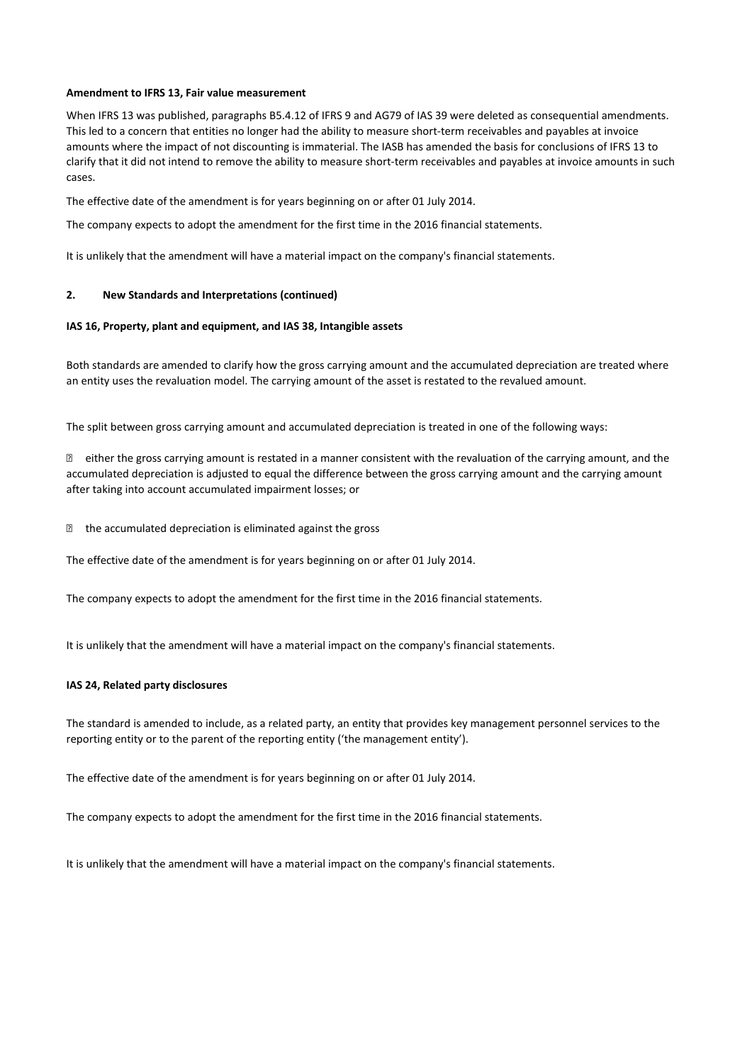**Amendment to IFRS 13, Fair value measurement**

When IFRS 13 was published, paragraphs B5.4.12 of IFRS 9 and AG79 of IAS 39 were deleted as consequential amendments. This led to a concern that entities no longer had the ability to measure short-term receivables and payables at invoice amounts where the impact of not discounting is immaterial. The IASB has amended the basis for conclusions of IFRS 13 to clarify that it did not intend to remove the ability to measure short-term receivables and payables at invoice amounts in such cases.

The effective date of the amendment is for years beginning on or after 01 July 2014.

The company expects to adopt the amendment for the first time in the 2016 financial statements.

It is unlikely that the amendment will have a material impact on the company's financial statements.

## 2. New Standards and Interpretations (continued)

**IAS 16, Property, plant and equipment, and IAS 38, Intangible assets**

Both standards are amended to clarify how the gross carrying amount and the accumulated depreciation are treated where an entity uses the revaluation model. The carrying amount of the asset is restated to the revalued amount.

The split between gross carrying amount and accumulated depreciation is treated in one of the following ways:

- either the gross carrying amount is restated in a manner consistent with the revaluation of the carrying amount, and the accumulated depreciation is adjusted to equal the difference between the gross carrying amount and the carrying amount after taking into account accumulated impairment losses; or
- the accumulated depreciation is eliminated against the gross

The effective date of the amendment is for years beginning on or after 01 July 2014.

The company expects to adopt the amendment for the first time in the 2016 financial statements.

It is unlikely that the amendment will have a material impact on the company's financial statements.

**IAS 24, Related party disclosures**

The standard is amended to include, as a related party, an entity that provides key management personnel services to the reporting entity or to the parent of the reporting entity ('the management entity').

The effective date of the amendment is for years beginning on or after 01 July 2014.

The company expects to adopt the amendment for the first time in the 2016 financial statements.

It is unlikely that the amendment will have a material impact on the company's financial statements.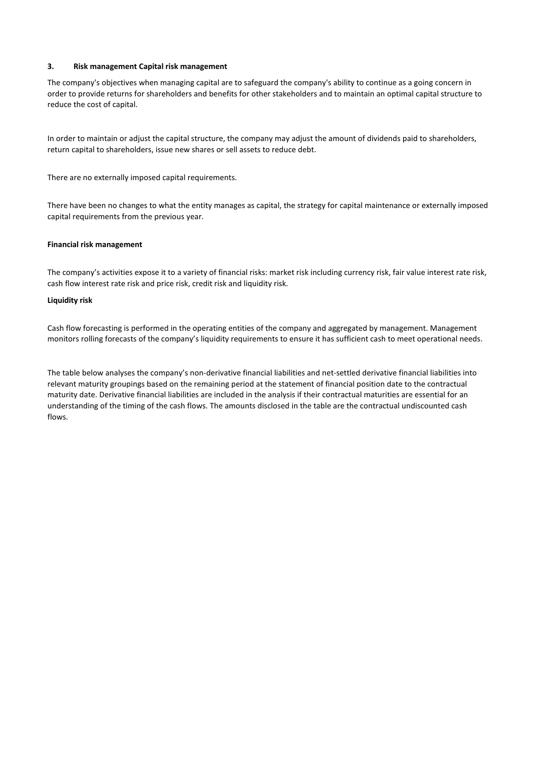### 3. Risk management Capital risk management

The company's objectives when managing capital are to safeguard the company's ability to continue as a going concern in order to provide returns for shareholders and benefits for other stakeholders and to maintain an optimal capital structure to reduce the cost of capital.

In order to maintain or adjust the capital structure, the company may adjust the amount of dividends paid to shareholders, return capital to shareholders, issue new shares or sell assets to reduce debt.

There are no externally imposed capital requirements.

There have been no changes to what the entity manages as capital, the strategy for capital maintenance or externally imposed capital requirements from the previous year.

**Financial risk management**

The company's activities expose it to a variety of financial risks: market risk including currency risk, fair value interest rate risk, cash flow interest rate risk and price risk, credit risk and liquidity risk.

**Liquidity risk**

Cash flow forecasting is performed in the operating entities of the company and aggregated by management. Management monitors rolling forecasts of the company's liquidity requirements to ensure it has sufficient cash to meet operational needs.

The table below analyses the company's non-derivative financial liabilities and net-settled derivative financial liabilities into relevant maturity groupings based on the remaining period at the statement of financial position date to the contractual maturity date. Derivative financial liabilities are included in the analysis if their contractual maturities are essential for an understanding of the timing of the cash flows. The amounts disclosed in the table are the contractual undiscounted cash flows.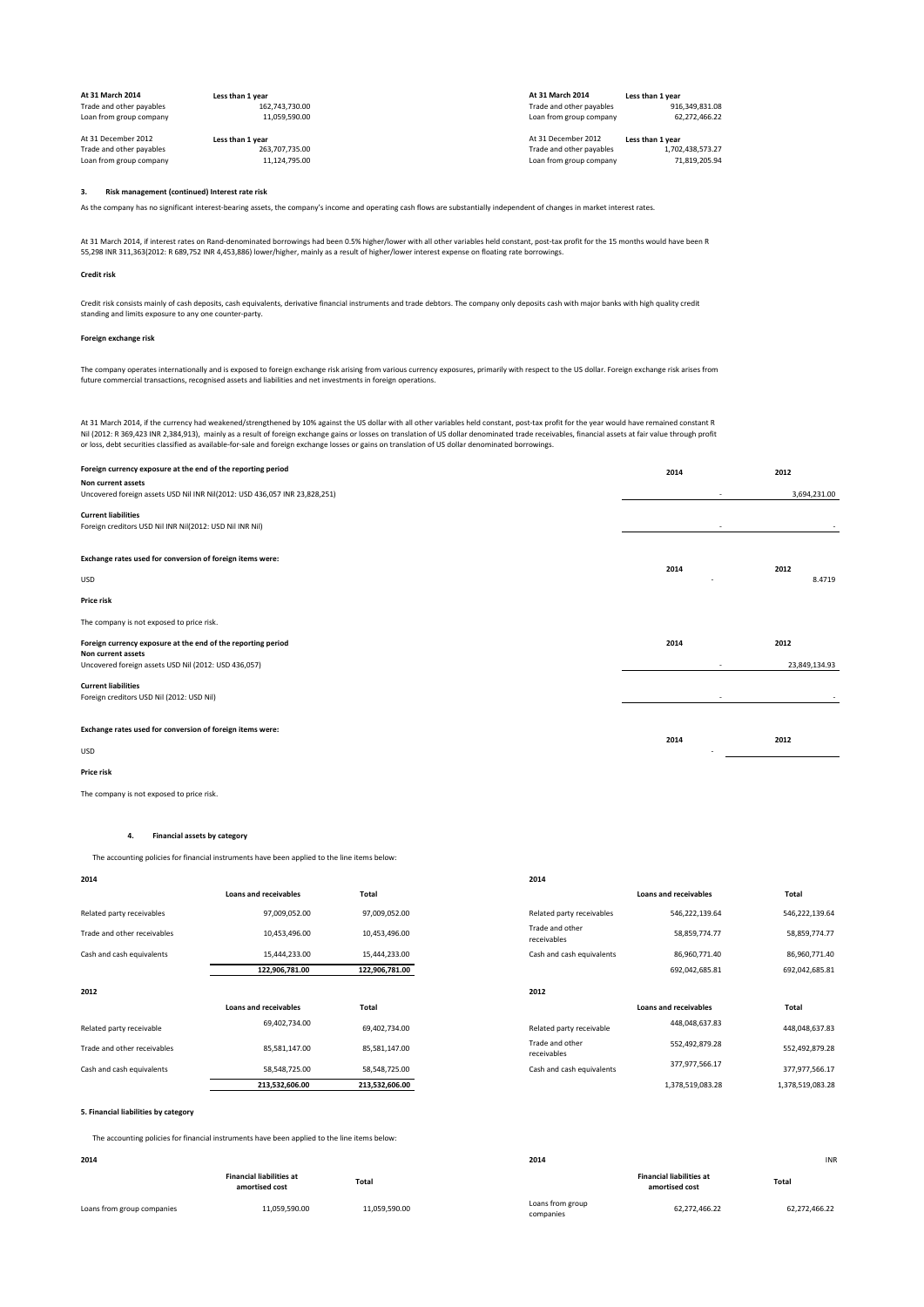| At 31 March 2014 | Less than 1 year |
| --- | --- |
| Trade and other payables | 162,743,730.00 |
| Loan from group company | 11,059,590.00 |
| At 31 December 2012 | Less than 1 year |
| Trade and other payables | 263,707,735.00 |
| Loan from group company | 11,124,795.00 |

| At 31 March 2014 | Less than 1 year |
| --- | --- |
| Trade and other payables | 916,349,831.08 |
| Loan from group company | 62,272,466.22 |
| At 31 December 2012 | Less than 1 year |
| Trade and other payables | 1,702,438,573.27 |
| Loan from group company | 71,819,205.94 |

### 3. Risk management (continued) Interest rate risk

As the company has no significant interest-bearing assets, the company's income and operating cash flows are substantially independent of changes in market interest rates.

At 31 March 2014, if interest rates on Rand-denominated borrowings had been 0.5% higher/lower with all other variables held constant, post-tax profit for the 15 months would have been R 55,298 INR 311,363(2012: R 689,752 INR 4,453,886) lower/higher, mainly as a result of higher/lower interest expense on floating rate borrowings.

**Credit risk**

Credit risk consists mainly of cash deposits, cash equivalents, derivative financial instruments and trade debtors. The company only deposits cash with major banks with high quality credit standing and limits exposure to any one counter-party.

**Foreign exchange risk**

The company operates internationally and is exposed to foreign exchange risk arising from various currency exposures, primarily with respect to the US dollar. Foreign exchange risk arises from future commercial transactions, recognised assets and liabilities and net investments in foreign operations.

At 31 March 2014, if the currency had weakened/strengthened by 10% against the US dollar with all other variables held constant, post-tax profit for the year would have remained constant R Nil (2012: R 369,423 INR 2,384,913), mainly as a result of foreign exchange gains or losses on translation of US dollar denominated trade receivables, financial assets at fair value through profit or loss, debt securities classified as available-for-sale and foreign exchange losses or gains on translation of US dollar denominated borrowings.

| Foreign currency exposure at the end of the reporting period | 2014 | 2012 |
| --- | --- | --- |
| **Non current assets** | | |
| Uncovered foreign assets USD Nil INR Nil(2012: USD 436,057 INR 23,828,251) | - | 3,694,231.00 |
| **Current liabilities** | | |
| Foreign creditors USD Nil INR Nil(2012: USD Nil INR Nil) | - | - |

| Exchange rates used for conversion of foreign items were: | 2014 | 2012 |
| --- | --- | --- |
| USD | - | 8.4719 |

**Price risk**

The company is not exposed to price risk.

| Foreign currency exposure at the end of the reporting period | 2014 | 2012 |
| --- | --- | --- |
| **Non current assets** | | |
| Uncovered foreign assets USD Nil (2012: USD 436,057) | - | 23,849,134.93 |
| **Current liabilities** | | |
| Foreign creditors USD Nil (2012: USD Nil) | - | - |

| Exchange rates used for conversion of foreign items were: | 2014 | 2012 |
| --- | --- | --- |
| USD | - | |

**Price risk**

The company is not exposed to price risk.

### 4. Financial assets by category

The accounting policies for financial instruments have been applied to the line items below:

**2014**

| | Loans and receivables | Total |
| --- | --- | --- |
| Related party receivables | 97,009,052.00 | 97,009,052.00 |
| Trade and other receivables | 10,453,496.00 | 10,453,496.00 |
| Cash and cash equivalents | 15,444,233.00 | 15,444,233.00 |
| | 122,906,781.00 | 122,906,781.00 |

**2012**

| | Loans and receivables | Total |
| --- | --- | --- |
| Related party receivable | 69,402,734.00 | 69,402,734.00 |
| Trade and other receivables | 85,581,147.00 | 85,581,147.00 |
| Cash and cash equivalents | 58,548,725.00 | 58,548,725.00 |
| | 213,532,606.00 | 213,532,606.00 |

**2014**

| | Loans and receivables | Total |
| --- | --- | --- |
| Related party receivables | 546,222,139.64 | 546,222,139.64 |
| Trade and other receivables | 58,859,774.77 | 58,859,774.77 |
| Cash and cash equivalents | 86,960,771.40 | 86,960,771.40 |
| | 692,042,685.81 | 692,042,685.81 |

**2012**

| | Loans and receivables | Total |
| --- | --- | --- |
| Related party receivable | 448,048,637.83 | 448,048,637.83 |
| Trade and other receivables | 552,492,879.28 | 552,492,879.28 |
| Cash and cash equivalents | 377,977,566.17 | 377,977,566.17 |
| | 1,378,519,083.28 | 1,378,519,083.28 |

### 5. Financial liabilities by category

The accounting policies for financial instruments have been applied to the line items below:

**2014**

| | Financial liabilities at amortised cost | Total |
| --- | --- | --- |
| Loans from group companies | 11,059,590.00 | 11,059,590.00 |

**2014** INR

| | Financial liabilities at amortised cost | Total |
| --- | --- | --- |
| Loans from group companies | 62,272,466.22 | 62,272,466.22 |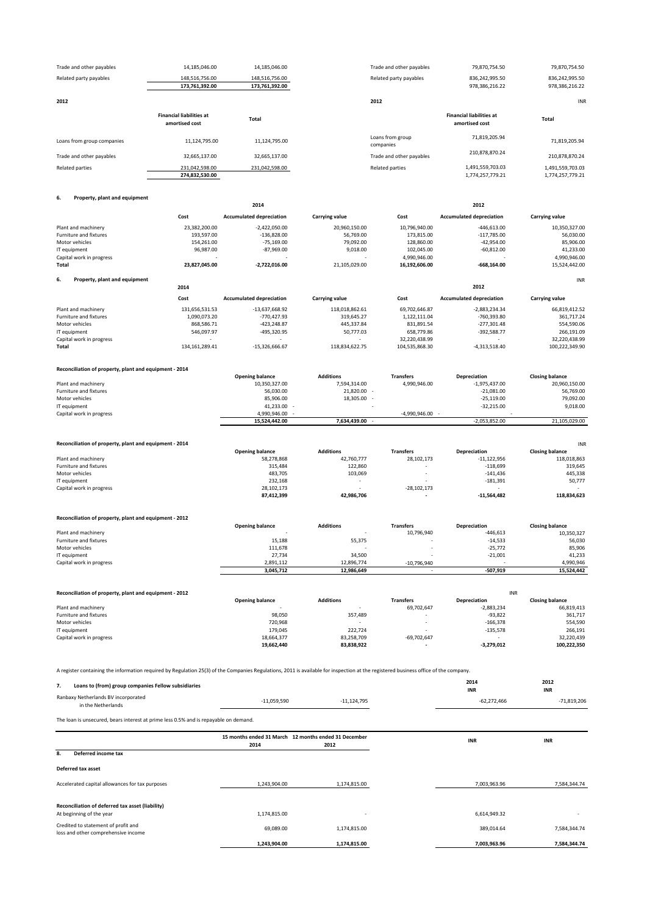| | | | | | | |
|---|---|---|---|---|---|---|
| Trade and other payables | 14,185,046.00 | 14,185,046.00 | | Trade and other payables | 79,870,754.50 | 79,870,754.50 |
| Related party payables | 148,516,756.00 | 148,516,756.00 | | Related party payables | 836,242,995.50 | 836,242,995.50 |
| | 173,761,392.00 | 173,761,392.00 | | | 978,386,216.22 | 978,386,216.22 |

| **2012** | | | | **2012** | | INR |
|---|---|---|---|---|---|---|
| | **Financial liabilities at amortised cost** | **Total** | | | **Financial liabilities at amortised cost** | **Total** |
| Loans from group companies | 11,124,795.00 | 11,124,795.00 | | Loans from group companies | 71,819,205.94 | 71,819,205.94 |
| Trade and other payables | 32,665,137.00 | 32,665,137.00 | | Trade and other payables | 210,878,870.24 | 210,878,870.24 |
| Related parties | 231,042,598.00 | 231,042,598.00 | | Related parties | 1,491,559,703.03 | 1,491,559,703.03 |
| | 274,832,530.00 | | | | 1,774,257,779.21 | 1,774,257,779.21 |

## 6. Property, plant and equipment

| | 2014 | | | 2012 | | |
|---|---|---|---|---|---|---|
| | Cost | Accumulated depreciation | Carrying value | Cost | Accumulated depreciation | Carrying value |
| Plant and machinery | 23,382,200.00 | -2,422,050.00 | 20,960,150.00 | 10,796,940.00 | -446,613.00 | 10,350,327.00 |
| Furniture and fixtures | 193,597.00 | -136,828.00 | 56,769.00 | 173,815.00 | -117,785.00 | 56,030.00 |
| Motor vehicles | 154,261.00 | -75,169.00 | 79,092.00 | 128,860.00 | -42,954.00 | 85,906.00 |
| IT equipment | 96,987.00 | -87,969.00 | 9,018.00 | 102,045.00 | -60,812.00 | 41,233.00 |
| Capital work in progress | - | - | - | 4,990,946.00 | - | 4,990,946.00 |
| **Total** | **23,827,045.00** | **-2,722,016.00** | **21,105,029.00** | **16,192,606.00** | **-668,164.00** | **15,524,442.00** |

## 6. Property, plant and equipment

INR

| | 2014 | | | 2012 | | |
|---|---|---|---|---|---|---|
| | Cost | Accumulated depreciation | Carrying value | Cost | Accumulated depreciation | Carrying value |
| Plant and machinery | 131,656,531.53 | -13,637,668.92 | 118,018,862.61 | 69,702,646.87 | -2,883,234.34 | 66,819,412.52 |
| Furniture and fixtures | 1,090,073.20 | -770,427.93 | 319,645.27 | 1,122,111.04 | -760,393.80 | 361,717.24 |
| Motor vehicles | 868,586.71 | -423,248.87 | 445,337.84 | 831,891.54 | -277,301.48 | 554,590.06 |
| IT equipment | 546,097.97 | -495,320.95 | 50,777.03 | 658,779.86 | -392,588.77 | 266,191.09 |
| Capital work in progress | - | - | - | 32,220,438.99 | - | 32,220,438.99 |
| **Total** | **134,161,289.41** | **-15,326,666.67** | **118,834,622.75** | **104,535,868.30** | **-4,313,518.40** | **100,222,349.90** |

### Reconciliation of property, plant and equipment - 2014

| | Opening balance | Additions | Transfers | Depreciation | Closing balance |
|---|---|---|---|---|---|
| Plant and machinery | 10,350,327.00 | 7,594,314.00 | 4,990,946.00 | -1,975,437.00 | 20,960,150.00 |
| Furniture and fixtures | 56,030.00 | 21,820.00 | - | -21,081.00 | 56,769.00 |
| Motor vehicles | 85,906.00 | 18,305.00 | - | -25,119.00 | 79,092.00 |
| IT equipment | 41,233.00 | - | - | -32,215.00 | 9,018.00 |
| Capital work in progress | 4,990,946.00 | - | -4,990,946.00 | - | - |
| | 15,524,442.00 | 7,634,439.00 | - | -2,053,852.00 | 21,105,029.00 |

### Reconciliation of property, plant and equipment - 2014

INR

| | Opening balance | Additions | Transfers | Depreciation | Closing balance |
|---|---|---|---|---|---|
| Plant and machinery | 58,278,868 | 42,760,777 | 28,102,173 | -11,122,956 | 118,018,863 |
| Furniture and fixtures | 315,484 | 122,860 | - | -118,699 | 319,645 |
| Motor vehicles | 483,705 | 103,069 | - | -141,436 | 445,338 |
| IT equipment | 232,168 | - | - | -181,391 | 50,777 |
| Capital work in progress | 28,102,173 | - | -28,102,173 | - | - |
| | **87,412,399** | **42,986,706** | **-** | **-11,564,482** | **118,834,623** |

### Reconciliation of property, plant and equipment - 2012

| | Opening balance | Additions | Transfers | Depreciation | Closing balance |
|---|---|---|---|---|---|
| Plant and machinery | - | - | 10,796,940 | -446,613 | 10,350,327 |
| Furniture and fixtures | 15,188 | 55,375 | - | -14,533 | 56,030 |
| Motor vehicles | 111,678 | - | - | -25,772 | 85,906 |
| IT equipment | 27,734 | 34,500 | - | -21,001 | 41,233 |
| Capital work in progress | 2,891,112 | 12,896,774 | -10,796,940 | - | 4,990,946 |
| | **3,045,712** | **12,986,649** | **-** | **-507,919** | **15,524,442** |

### Reconciliation of property, plant and equipment - 2012

INR

| | Opening balance | Additions | Transfers | Depreciation | Closing balance |
|---|---|---|---|---|---|
| Plant and machinery | - | - | 69,702,647 | -2,883,234 | 66,819,413 |
| Furniture and fixtures | 98,050 | 357,489 | - | -93,822 | 361,717 |
| Motor vehicles | 720,968 | - | - | -166,378 | 554,590 |
| IT equipment | 179,045 | 222,724 | - | -135,578 | 266,191 |
| Capital work in progress | 18,664,377 | 83,258,709 | -69,702,647 | - | 32,220,439 |
| | **19,662,440** | **83,838,922** | **-** | **-3,279,012** | **100,222,350** |

A register containing the information required by Regulation 25(3) of the Companies Regulations, 2011 is available for inspection at the registered business office of the company.

## 7. Loans to (from) group companies Fellow subsidiaries

| | | | 2014 INR | 2012 INR |
|---|---|---|---|---|
| Ranbaxy Netherlands BV incorporated in the Netherlands | -11,059,590 | -11,124,795 | -62,272,466 | -71,819,206 |

The loan is unsecured, bears interest at prime less 0.5% and is repayable on demand.

| | 15 months ended 31 March 2014 | 12 months ended 31 December 2012 | INR | INR |
|---|---|---|---|---|
| **8. Deferred income tax** | | | | |
| **Deferred tax asset** | | | | |
| Accelerated capital allowances for tax purposes | 1,243,904.00 | 1,174,815.00 | 7,003,963.96 | 7,584,344.74 |
| **Reconciliation of deferred tax asset (liability)** | | | | |
| At beginning of the year | 1,174,815.00 | - | 6,614,949.32 | - |
| Credited to statement of profit and loss and other comprehensive income | 69,089.00 | 1,174,815.00 | 389,014.64 | 7,584,344.74 |
| | **1,243,904.00** | **1,174,815.00** | **7,003,963.96** | **7,584,344.74** |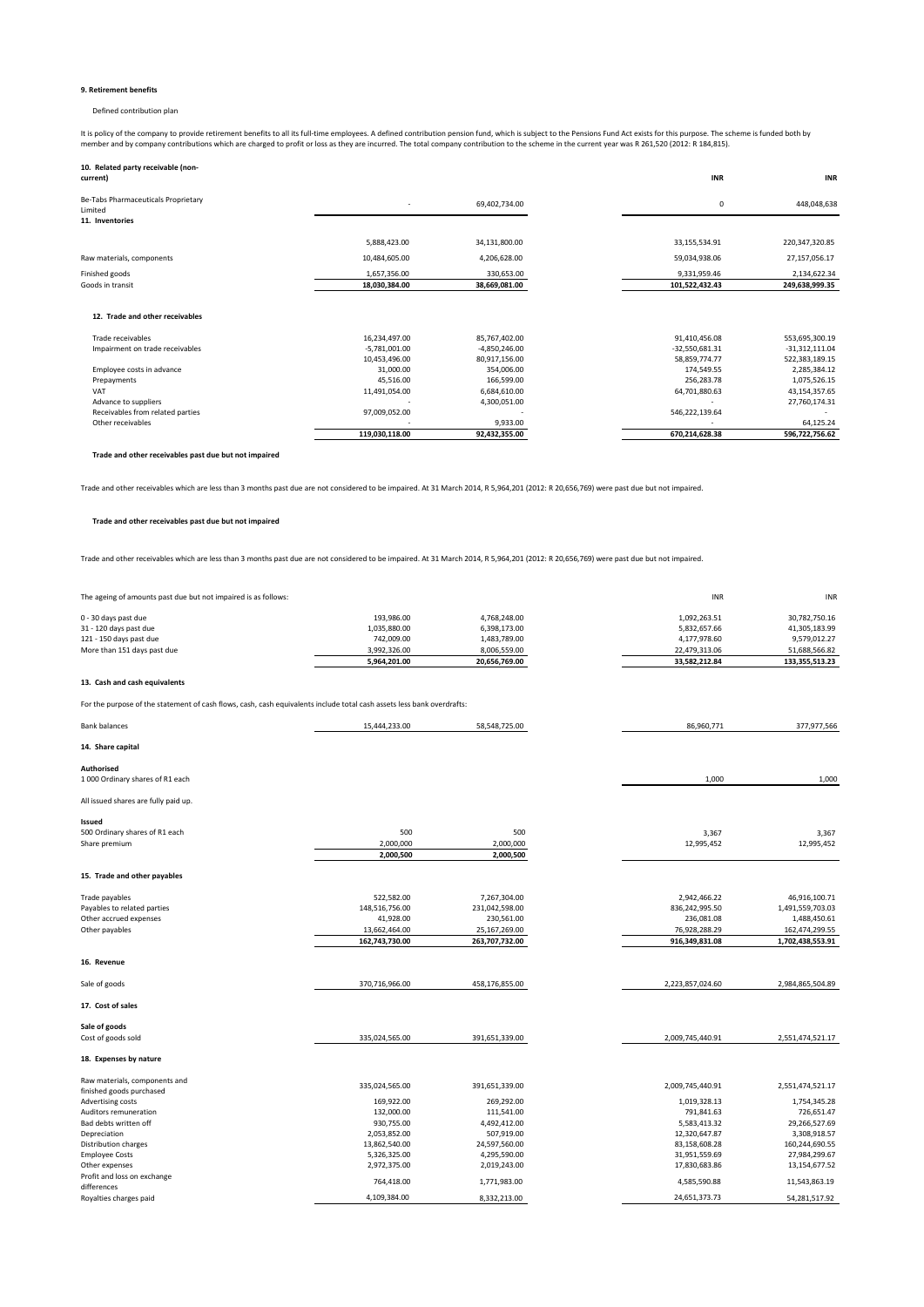**9. Retirement benefits**

Defined contribution plan

It is policy of the company to provide retirement benefits to all its full-time employees. A defined contribution pension fund, which is subject to the Pensions Fund Act exists for this purpose. The scheme is funded both by member and by company contributions which are charged to profit or loss as they are incurred. The total company contribution to the scheme in the current year was R 261,520 (2012: R 184,815).

| **10. Related party receivable (non-current)** | | | **INR** | **INR** |
|---|---|---|---|---|
| Be-Tabs Pharmaceuticals Proprietary Limited | - | 69,402,734.00 | 0 | 448,048,638 |

**11. Inventories**

| | | | | |
|---|---|---|---|---|
| | 5,888,423.00 | 34,131,800.00 | 33,155,534.91 | 220,347,320.85 |
| Raw materials, components | 10,484,605.00 | 4,206,628.00 | 59,034,938.06 | 27,157,056.17 |
| Finished goods | 1,657,356.00 | 330,653.00 | 9,331,959.46 | 2,134,622.34 |
| Goods in transit | 18,030,384.00 | 38,669,081.00 | 101,522,432.43 | 249,638,999.35 |

**12. Trade and other receivables**

| | | | | |
|---|---|---|---|---|
| Trade receivables | 16,234,497.00 | 85,767,402.00 | 91,410,456.08 | 553,695,300.19 |
| Impairment on trade receivables | -5,781,001.00 | -4,850,246.00 | -32,550,681.31 | -31,312,111.04 |
| | 10,453,496.00 | 80,917,156.00 | 58,859,774.77 | 522,383,189.15 |
| Employee costs in advance | 31,000.00 | 354,006.00 | 174,549.55 | 2,285,384.12 |
| Prepayments | 45,516.00 | 166,599.00 | 256,283.78 | 1,075,526.15 |
| VAT | 11,491,054.00 | 6,684,610.00 | 64,701,880.63 | 43,154,357.65 |
| Advance to suppliers | - | 4,300,051.00 | - | 27,760,174.31 |
| Receivables from related parties | 97,009,052.00 | - | 546,222,139.64 | - |
| Other receivables | - | 9,933.00 | - | 64,125.24 |
| | 119,030,118.00 | 92,432,355.00 | 670,214,628.38 | 596,722,756.62 |

**Trade and other receivables past due but not impaired**

Trade and other receivables which are less than 3 months past due are not considered to be impaired. At 31 March 2014, R 5,964,201 (2012: R 20,656,769) were past due but not impaired.

**Trade and other receivables past due but not impaired**

Trade and other receivables which are less than 3 months past due are not considered to be impaired. At 31 March 2014, R 5,964,201 (2012: R 20,656,769) were past due but not impaired.

| The ageing of amounts past due but not impaired is as follows: | | | INR | INR |
|---|---|---|---|---|
| 0 - 30 days past due | 193,986.00 | 4,768,248.00 | 1,092,263.51 | 30,782,750.16 |
| 31 - 120 days past due | 1,035,880.00 | 6,398,173.00 | 5,832,657.66 | 41,305,183.99 |
| 121 - 150 days past due | 742,009.00 | 1,483,789.00 | 4,177,978.60 | 9,579,012.27 |
| More than 151 days past due | 3,992,326.00 | 8,006,559.00 | 22,479,313.06 | 51,688,566.82 |
| | 5,964,201.00 | 20,656,769.00 | 33,582,212.84 | 133,355,513.23 |

**13. Cash and cash equivalents**

For the purpose of the statement of cash flows, cash, cash equivalents include total cash assets less bank overdrafts:

| | | | | |
|---|---|---|---|---|
| Bank balances | 15,444,233.00 | 58,548,725.00 | 86,960,771 | 377,977,566 |

**14. Share capital**

| | | | | |
|---|---|---|---|---|
| **Authorised** | | | | |
| 1 000 Ordinary shares of R1 each | | | 1,000 | 1,000 |
| All issued shares are fully paid up. | | | | |
| **Issued** | | | | |
| 500 Ordinary shares of R1 each | 500 | 500 | 3,367 | 3,367 |
| Share premium | 2,000,000 | 2,000,000 | 12,995,452 | 12,995,452 |
| | 2,000,500 | 2,000,500 | | |

**15. Trade and other payables**

| | | | | |
|---|---|---|---|---|
| Trade payables | 522,582.00 | 7,267,304.00 | 2,942,466.22 | 46,916,100.71 |
| Payables to related parties | 148,516,756.00 | 231,042,598.00 | 836,242,995.50 | 1,491,559,703.03 |
| Other accrued expenses | 41,928.00 | 230,561.00 | 236,081.08 | 1,488,450.61 |
| Other payables | 13,662,464.00 | 25,167,269.00 | 76,928,288.29 | 162,474,299.55 |
| | 162,743,730.00 | 263,707,732.00 | 916,349,831.08 | 1,702,438,553.91 |

**16. Revenue**

| | | | | |
|---|---|---|---|---|
| Sale of goods | 370,716,966.00 | 458,176,855.00 | 2,223,857,024.60 | 2,984,865,504.89 |

**17. Cost of sales**

| | | | | |
|---|---|---|---|---|
| **Sale of goods** | | | | |
| Cost of goods sold | 335,024,565.00 | 391,651,339.00 | 2,009,745,440.91 | 2,551,474,521.17 |

**18. Expenses by nature**

| | | | | |
|---|---|---|---|---|
| Raw materials, components and finished goods purchased | 335,024,565.00 | 391,651,339.00 | 2,009,745,440.91 | 2,551,474,521.17 |
| Advertising costs | 169,922.00 | 269,292.00 | 1,019,328.13 | 1,754,345.28 |
| Auditors remuneration | 132,000.00 | 111,541.00 | 791,841.63 | 726,651.47 |
| Bad debts written off | 930,755.00 | 4,492,412.00 | 5,583,413.32 | 29,266,527.69 |
| Depreciation | 2,053,852.00 | 507,919.00 | 12,320,647.87 | 3,308,918.57 |
| Distribution charges | 13,862,540.00 | 24,597,560.00 | 83,158,608.28 | 160,244,690.55 |
| Employee Costs | 5,326,325.00 | 4,295,590.00 | 31,951,559.69 | 27,984,299.67 |
| Other expenses | 2,972,375.00 | 2,019,243.00 | 17,830,683.86 | 13,154,677.52 |
| Profit and loss on exchange differences | 764,418.00 | 1,771,983.00 | 4,585,590.88 | 11,543,863.19 |
| Royalties charges paid | 4,109,384.00 | 8,332,213.00 | 24,651,373.73 | 54,281,517.92 |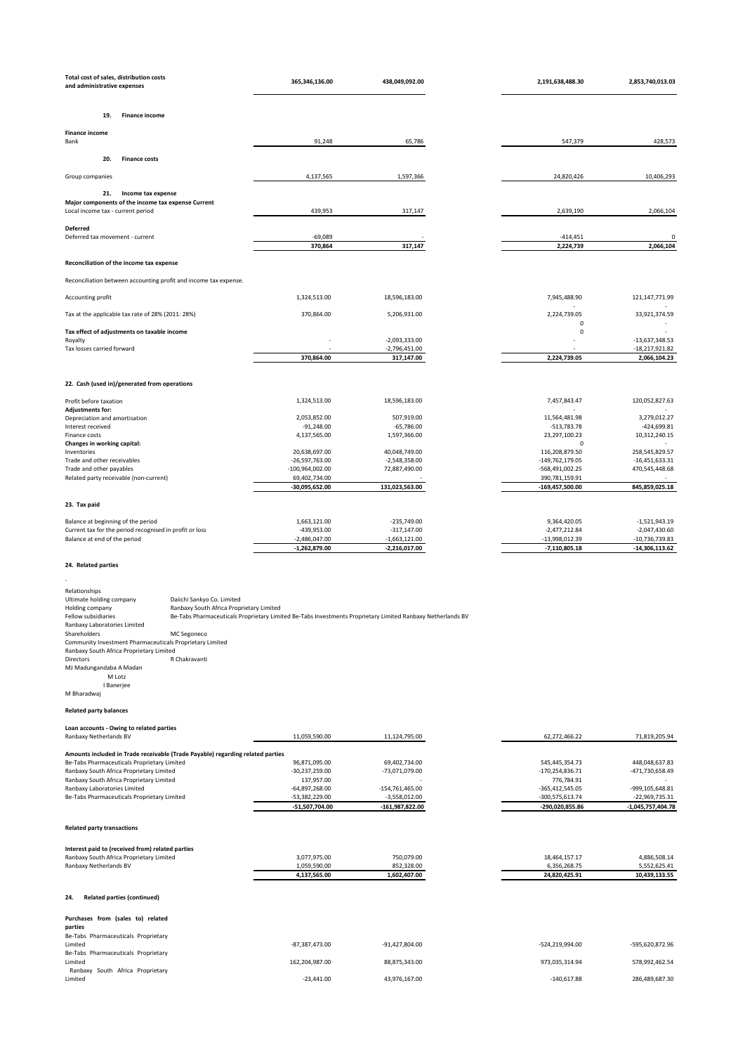| | | | | |
|---|---|---|---|---|
| **Total cost of sales, distribution costs and administrative expenses** | **365,346,136.00** | **438,049,092.00** | **2,191,638,488.30** | **2,853,740,013.03** |

### 19. Finance income

| | | | | |
|---|---|---|---|---|
| **Finance income** | | | | |
| Bank | 91,248 | 65,786 | 547,379 | 428,573 |

### 20. Finance costs

| | | | | |
|---|---|---|---|---|
| Group companies | 4,137,565 | 1,597,366 | 24,820,426 | 10,406,293 |

### 21. Income tax expense

| | | | | |
|---|---|---|---|---|
| **Major components of the income tax expense Current** | | | | |
| Local income tax - current period | 439,953 | 317,147 | 2,639,190 | 2,066,104 |
| **Deferred** | | | | |
| Deferred tax movement - current | -69,089 | - | -414,451 | 0 |
| | **370,864** | **317,147** | **2,224,739** | **2,066,104** |

**Reconciliation of the income tax expense**

Reconciliation between accounting profit and income tax expense.

| | | | | |
|---|---|---|---|---|
| Accounting profit | 1,324,513.00 | 18,596,183.00 | 7,945,488.90 | 121,147,771.99 |
| | | | - | - |
| Tax at the applicable tax rate of 28% (2011: 28%) | 370,864.00 | 5,206,931.00 | 2,224,739.05 | 33,921,374.59 |
| | | | 0 | - |
| **Tax effect of adjustments on taxable income** | | | 0 | - |
| Royalty | - | -2,093,333.00 | - | -13,637,348.53 |
| Tax losses carried forward | - | -2,796,451.00 | - | -18,217,921.82 |
| | **370,864.00** | **317,147.00** | **2,224,739.05** | **2,066,104.23** |

### 22. Cash (used in)/generated from operations

| | | | | |
|---|---|---|---|---|
| Profit before taxation | 1,324,513.00 | 18,596,183.00 | 7,457,843.47 | 120,052,827.63 |
| **Adjustments for:** | | | - | - |
| Depreciation and amortisation | 2,053,852.00 | 507,919.00 | 11,564,481.98 | 3,279,012.27 |
| Interest received | -91,248.00 | -65,786.00 | -513,783.78 | -424,699.81 |
| Finance costs | 4,137,565.00 | 1,597,366.00 | 23,297,100.23 | 10,312,240.15 |
| **Changes in working capital:** | | | 0 | - |
| Inventories | 20,638,697.00 | 40,048,749.00 | 116,208,879.50 | 258,545,829.57 |
| Trade and other receivables | -26,597,763.00 | -2,548,358.00 | -149,762,179.05 | -16,451,633.31 |
| Trade and other payables | -100,964,002.00 | 72,887,490.00 | -568,491,002.25 | 470,545,448.68 |
| Related party receivable (non-current) | 69,402,734.00 | - | 390,781,159.91 | - |
| | **-30,095,652.00** | **131,023,563.00** | **-169,457,500.00** | **845,859,025.18** |

### 23. Tax paid

| | | | | |
|---|---|---|---|---|
| Balance at beginning of the period | 1,663,121.00 | -235,749.00 | 9,364,420.05 | -1,521,943.19 |
| Current tax for the period recognised in profit or loss | -439,953.00 | -317,147.00 | -2,477,212.84 | -2,047,430.60 |
| Balance at end of the period | -2,486,047.00 | -1,663,121.00 | -13,998,012.39 | -10,736,739.83 |
| | **-1,262,879.00** | **-2,216,017.00** | **-7,110,805.18** | **-14,306,113.62** |

### 24. Related parties

Relationships
Ultimate holding company Daiichi Sankyo Co. Limited
Holding company Ranbaxy South Africa Proprietary Limited
Fellow subsidiaries Be-Tabs Pharmaceuticals Proprietary Limited Be-Tabs Investments Proprietary Limited Ranbaxy Netherlands BV
Ranbaxy Laboratories Limited
Shareholders MC Segoneco
Community Investment Pharmaceuticals Proprietary Limited
Ranbaxy South Africa Proprietary Limited
Directors R Chakravanti
MJ Madungandaba A Madan
M Lotz
I Banerjee
M Bharadwaj

**Related party balances**

| | | | | |
|---|---|---|---|---|
| **Loan accounts - Owing to related parties** | | | | |
| Ranbaxy Netherlands BV | 11,059,590.00 | 11,124,795.00 | 62,272,466.22 | 71,819,205.94 |
| **Amounts included in Trade receivable (Trade Payable) regarding related parties** | | | | |
| Be-Tabs Pharmaceuticals Proprietary Limited | 96,871,095.00 | 69,402,734.00 | 545,445,354.73 | 448,048,637.83 |
| Ranbaxy South Africa Proprietary Limited | -30,237,259.00 | -73,071,079.00 | -170,254,836.71 | -471,730,658.49 |
| Ranbaxy South Africa Proprietary Limited | 137,957.00 | - | 776,784.91 | - |
| Ranbaxy Laboratories Limited | -64,897,268.00 | -154,761,465.00 | -365,412,545.05 | -999,105,648.81 |
| Be-Tabs Pharmaceuticals Proprietary Limited | -53,382,229.00 | -3,558,012.00 | -300,575,613.74 | -22,969,735.31 |
| | **-51,507,704.00** | **-161,987,822.00** | **-290,020,855.86** | **-1,045,757,404.78** |

**Related party transactions**

| | | | | |
|---|---|---|---|---|
| **Interest paid to (received from) related parties** | | | | |
| Ranbaxy South Africa Proprietary Limited | 3,077,975.00 | 750,079.00 | 18,464,157.17 | 4,886,508.14 |
| Ranbaxy Netherlands BV | 1,059,590.00 | 852,328.00 | 6,356,268.75 | 5,552,625.41 |
| | **4,137,565.00** | **1,602,407.00** | **24,820,425.91** | **10,439,133.55** |

### 24. Related parties (continued)

| | | | | |
|---|---|---|---|---|
| **Purchases from (sales to) related parties** | | | | |
| Be-Tabs Pharmaceuticals Proprietary Limited | -87,387,473.00 | -91,427,804.00 | -524,219,994.00 | -595,620,872.96 |
| Be-Tabs Pharmaceuticals Proprietary Limited | 162,204,987.00 | 88,875,343.00 | 973,035,314.94 | 578,992,462.54 |
| Ranbaxy South Africa Proprietary Limited | -23,441.00 | 43,976,167.00 | -140,617.88 | 286,489,687.30 |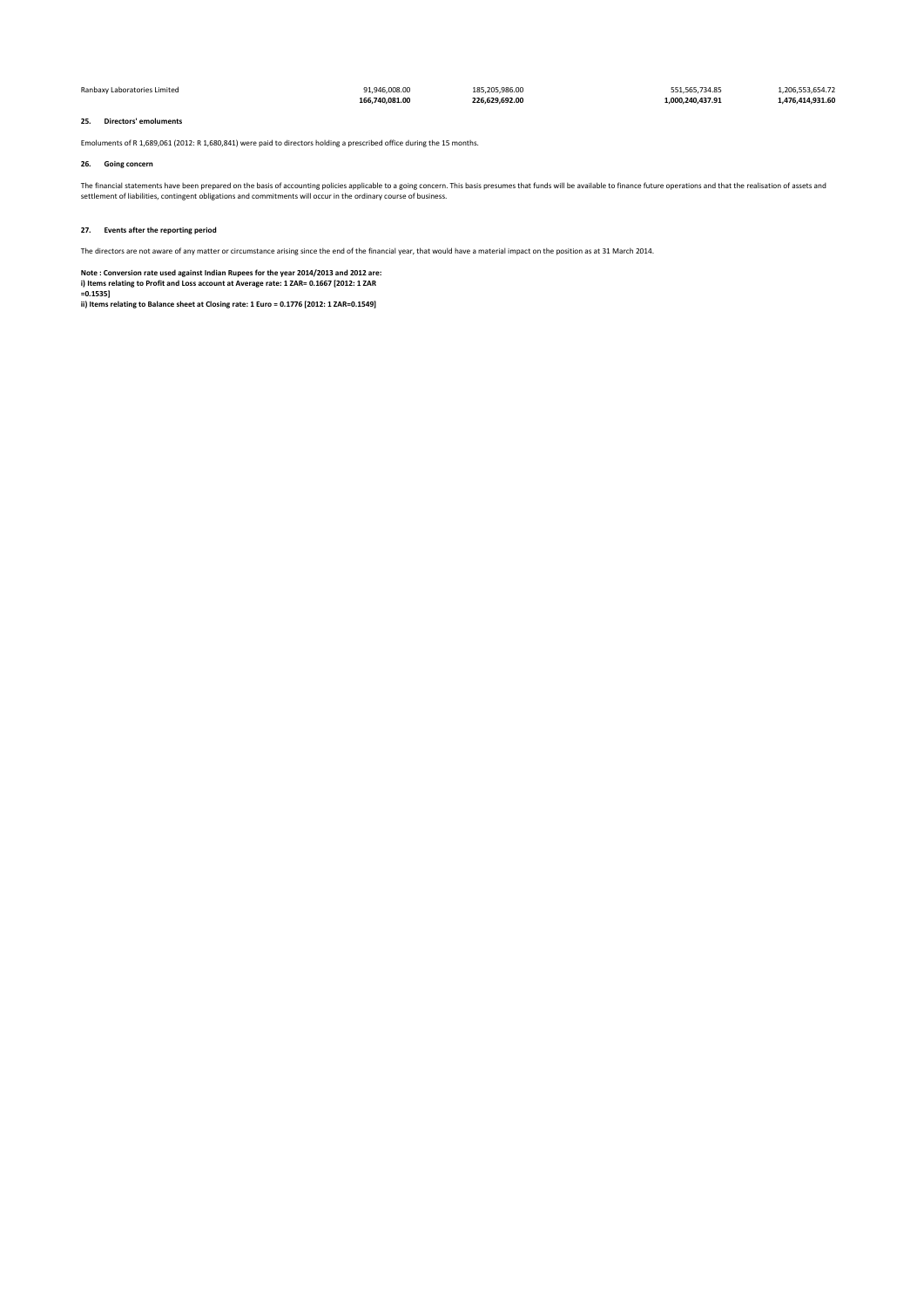| | | | | |
|---|---|---|---|---|
| Ranbaxy Laboratories Limited | 91,946,008.00 | 185,205,986.00 | 551,565,734.85 | 1,206,553,654.72 |
| | **166,740,081.00** | **226,629,692.00** | **1,000,240,437.91** | **1,476,414,931.60** |

**25. Directors' emoluments**

Emoluments of R 1,689,061 (2012: R 1,680,841) were paid to directors holding a prescribed office during the 15 months.

**26. Going concern**

The financial statements have been prepared on the basis of accounting policies applicable to a going concern. This basis presumes that funds will be available to finance future operations and that the realisation of assets and settlement of liabilities, contingent obligations and commitments will occur in the ordinary course of business.

**27. Events after the reporting period**

The directors are not aware of any matter or circumstance arising since the end of the financial year, that would have a material impact on the position as at 31 March 2014.

**Note : Conversion rate used against Indian Rupees for the year 2014/2013 and 2012 are:**
**i) Items relating to Profit and Loss account at Average rate: 1 ZAR= 0.1667 [2012: 1 ZAR =0.1535]**
**ii) Items relating to Balance sheet at Closing rate: 1 Euro = 0.1776 [2012: 1 ZAR=0.1549]**